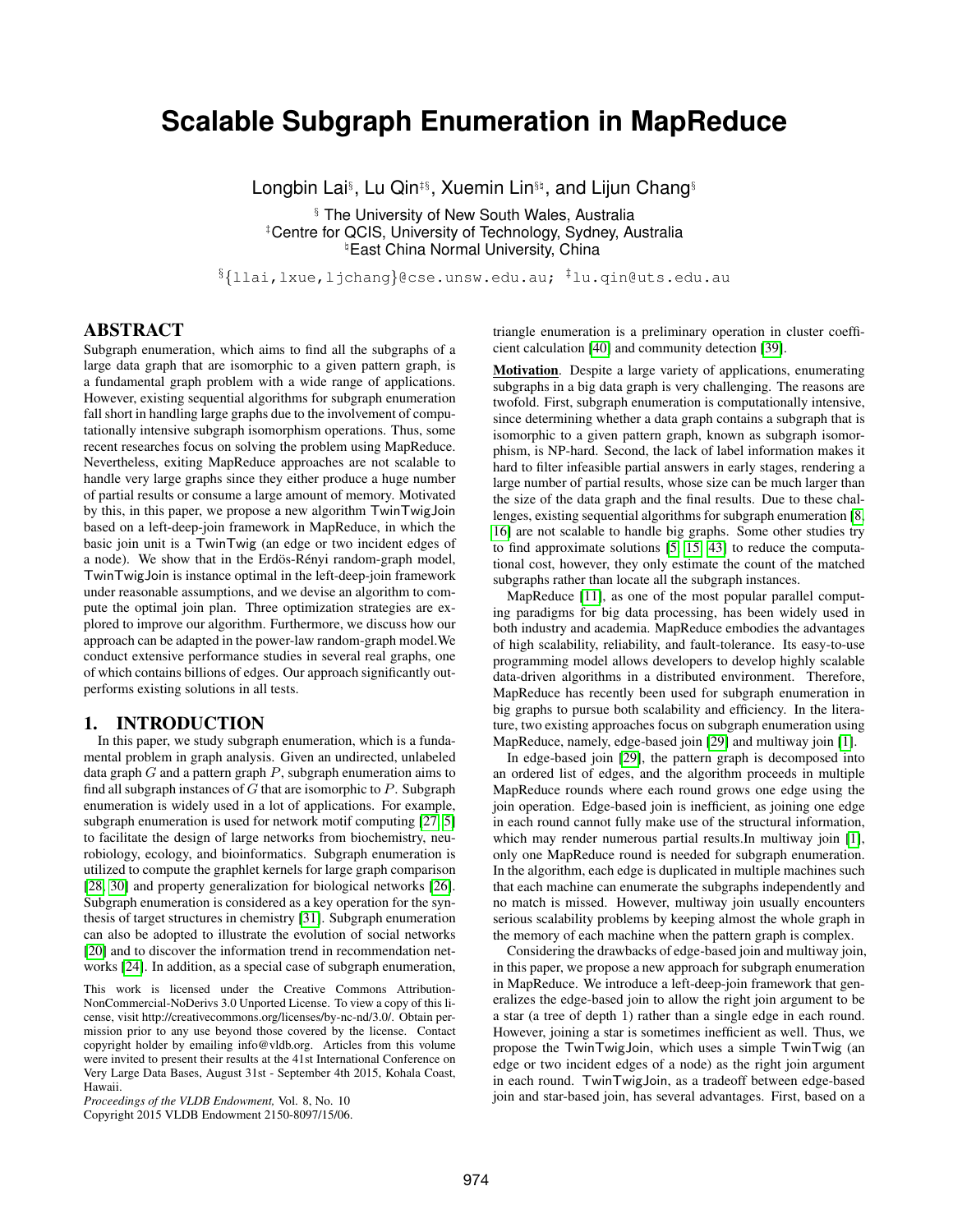# Scalable Subgraph Enumeration in MapReduce

Longbin Lai[§], Lu Qin[‡§], Xuemin Lin[§♮], and Lijun Chang[§]

[§] The University of New South Wales, Australia
[‡]Centre for QCIS, University of Technology, Sydney, Australia
[♮]East China Normal University, China

[§]{llai,lxue,ljchang}@cse.unsw.edu.au; [‡]lu.qin@uts.edu.au

## ABSTRACT

Subgraph enumeration, which aims to find all the subgraphs of a large data graph that are isomorphic to a given pattern graph, is a fundamental graph problem with a wide range of applications. However, existing sequential algorithms for subgraph enumeration fall short in handling large graphs due to the involvement of computationally intensive subgraph isomorphism operations. Thus, some recent researches focus on solving the problem using MapReduce. Nevertheless, exiting MapReduce approaches are not scalable to handle very large graphs since they either produce a huge number of partial results or consume a large amount of memory. Motivated by this, in this paper, we propose a new algorithm TwinTwigJoin based on a left-deep-join framework in MapReduce, in which the basic join unit is a TwinTwig (an edge or two incident edges of a node). We show that in the Erdös-Rényi random-graph model, TwinTwigJoin is instance optimal in the left-deep-join framework under reasonable assumptions, and we devise an algorithm to compute the optimal join plan. Three optimization strategies are explored to improve our algorithm. Furthermore, we discuss how our approach can be adapted in the power-law random-graph model.We conduct extensive performance studies in several real graphs, one of which contains billions of edges. Our approach significantly outperforms existing solutions in all tests.

## 1. INTRODUCTION

In this paper, we study subgraph enumeration, which is a fundamental problem in graph analysis. Given an undirected, unlabeled data graph $G$ and a pattern graph $P$, subgraph enumeration aims to find all subgraph instances of $G$ that are isomorphic to $P$. Subgraph enumeration is widely used in a lot of applications. For example, subgraph enumeration is used for network motif computing [27, 5] to facilitate the design of large networks from biochemistry, neurobiology, ecology, and bioinformatics. Subgraph enumeration is utilized to compute the graphlet kernels for large graph comparison [28, 30] and property generalization for biological networks [26]. Subgraph enumeration is considered as a key operation for the synthesis of target structures in chemistry [31]. Subgraph enumeration can also be adopted to illustrate the evolution of social networks [20] and to discover the information trend in recommendation networks [24]. In addition, as a special case of subgraph enumeration, triangle enumeration is a preliminary operation in cluster coefficient calculation [40] and community detection [39].

This work is licensed under the Creative Commons Attribution-NonCommercial-NoDerivs 3.0 Unported License. To view a copy of this license, visit http://creativecommons.org/licenses/by-nc-nd/3.0/. Obtain permission prior to any use beyond those covered by the license. Contact copyright holder by emailing info@vldb.org. Articles from this volume were invited to present their results at the 41st International Conference on Very Large Data Bases, August 31st - September 4th 2015, Kohala Coast, Hawaii.
*Proceedings of the VLDB Endowment,* Vol. 8, No. 10
Copyright 2015 VLDB Endowment 2150-8097/15/06.

**Motivation**. Despite a large variety of applications, enumerating subgraphs in a big data graph is very challenging. The reasons are twofold. First, subgraph enumeration is computationally intensive, since determining whether a data graph contains a subgraph that is isomorphic to a given pattern graph, known as subgraph isomorphism, is NP-hard. Second, the lack of label information makes it hard to filter infeasible partial answers in early stages, rendering a large number of partial results, whose size can be much larger than the size of the data graph and the final results. Due to these challenges, existing sequential algorithms for subgraph enumeration [8, 16] are not scalable to handle big graphs. Some other studies try to find approximate solutions [5, 15, 43] to reduce the computational cost, however, they only estimate the count of the matched subgraphs rather than locate all the subgraph instances.

MapReduce [11], as one of the most popular parallel computing paradigms for big data processing, has been widely used in both industry and academia. MapReduce embodies the advantages of high scalability, reliability, and fault-tolerance. Its easy-to-use programming model allows developers to develop highly scalable data-driven algorithms in a distributed environment. Therefore, MapReduce has recently been used for subgraph enumeration in big graphs to pursue both scalability and efficiency. In the literature, two existing approaches focus on subgraph enumeration using MapReduce, namely, edge-based join [29] and multiway join [1].

In edge-based join [29], the pattern graph is decomposed into an ordered list of edges, and the algorithm proceeds in multiple MapReduce rounds where each round grows one edge using the join operation. Edge-based join is inefficient, as joining one edge in each round cannot fully make use of the structural information, which may render numerous partial results.In multiway join [1], only one MapReduce round is needed for subgraph enumeration. In the algorithm, each edge is duplicated in multiple machines such that each machine can enumerate the subgraphs independently and no match is missed. However, multiway join usually encounters serious scalability problems by keeping almost the whole graph in the memory of each machine when the pattern graph is complex.

Considering the drawbacks of edge-based join and multiway join, in this paper, we propose a new approach for subgraph enumeration in MapReduce. We introduce a left-deep-join framework that generalizes the edge-based join to allow the right join argument to be a star (a tree of depth 1) rather than a single edge in each round. However, joining a star is sometimes inefficient as well. Thus, we propose the TwinTwigJoin, which uses a simple TwinTwig (an edge or two incident edges of a node) as the right join argument in each round. TwinTwigJoin, as a tradeoff between edge-based join and star-based join, has several advantages. First, based on a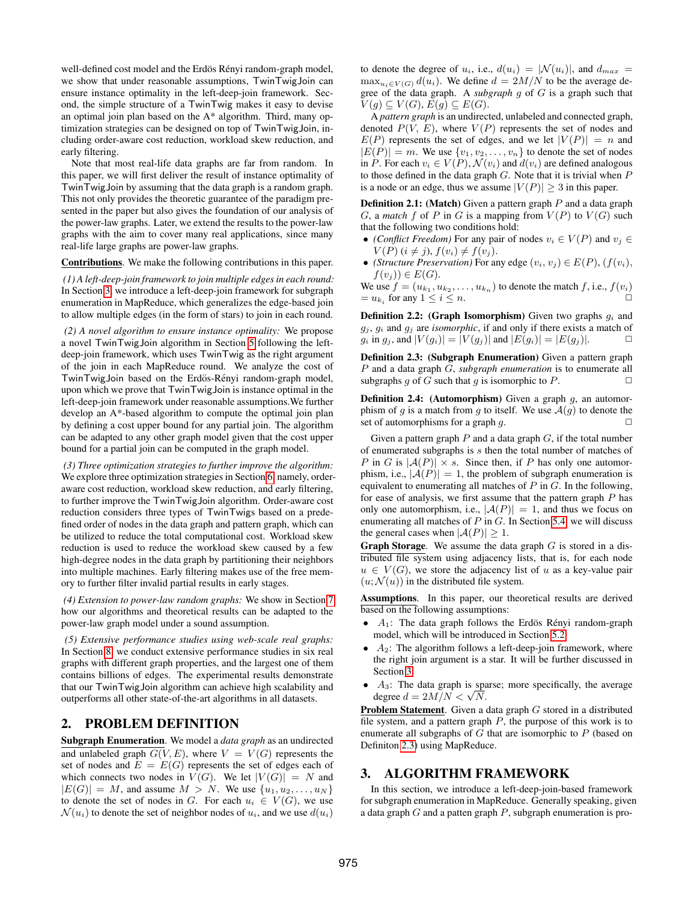well-defined cost model and the Erdös Rényi random-graph model, we show that under reasonable assumptions, TwinTwigJoin can ensure instance optimality in the left-deep-join framework. Second, the simple structure of a TwinTwig makes it easy to devise an optimal join plan based on the A* algorithm. Third, many optimization strategies can be designed on top of TwinTwigJoin, including order-aware cost reduction, workload skew reduction, and early filtering.

Note that most real-life data graphs are far from random. In this paper, we will first deliver the result of instance optimality of TwinTwigJoin by assuming that the data graph is a random graph. This not only provides the theoretic guarantee of the paradigm presented in the paper but also gives the foundation of our analysis of the power-law graphs. Later, we extend the results to the power-law graphs with the aim to cover many real applications, since many real-life large graphs are power-law graphs.

**Contributions**. We make the following contributions in this paper.

*(1) A left-deep-join framework to join multiple edges in each round:* In Section 3, we introduce a left-deep-join framework for subgraph enumeration in MapReduce, which generalizes the edge-based join to allow multiple edges (in the form of stars) to join in each round.

*(2) A novel algorithm to ensure instance optimality:* We propose a novel TwinTwigJoin algorithm in Section 5 following the left-deep-join framework, which uses TwinTwig as the right argument of the join in each MapReduce round. We analyze the cost of TwinTwigJoin based on the Erdös-Rényi random-graph model, upon which we prove that TwinTwigJoin is instance optimal in the left-deep-join framework under reasonable assumptions.We further develop an A*-based algorithm to compute the optimal join plan by defining a cost upper bound for any partial join. The algorithm can be adapted to any other graph model given that the cost upper bound for a partial join can be computed in the graph model.

*(3) Three optimization strategies to further improve the algorithm:* We explore three optimization strategies in Section 6, namely, order-aware cost reduction, workload skew reduction, and early filtering, to further improve the TwinTwigJoin algorithm. Order-aware cost reduction considers three types of TwinTwigs based on a predefined order of nodes in the data graph and pattern graph, which can be utilized to reduce the total computational cost. Workload skew reduction is used to reduce the workload skew caused by a few high-degree nodes in the data graph by partitioning their neighbors into multiple machines. Early filtering makes use of the free memory to further filter invalid partial results in early stages.

*(4) Extension to power-law random graphs:* We show in Section 7 how our algorithms and theoretical results can be adapted to the power-law graph model under a sound assumption.

*(5) Extensive performance studies using web-scale real graphs:* In Section 8, we conduct extensive performance studies in six real graphs with different graph properties, and the largest one of them contains billions of edges. The experimental results demonstrate that our TwinTwigJoin algorithm can achieve high scalability and outperforms all other state-of-the-art algorithms in all datasets.

## 2. PROBLEM DEFINITION

**Subgraph Enumeration**. We model a *data graph* as an undirected and unlabeled graph $G(V, E)$, where $V = V(G)$ represents the set of nodes and $E = E(G)$ represents the set of edges each of which connects two nodes in $V(G)$. We let $|V(G)| = N$ and $|E(G)| = M$, and assume $M > N$. We use $\{u_1, u_2, \ldots, u_N\}$ to denote the set of nodes in $G$. For each $u_i \in V(G)$, we use $\mathcal{N}(u_i)$ to denote the set of neighbor nodes of $u_i$, and we use $d(u_i)$ to denote the degree of $u_i$, i.e., $d(u_i) = |\mathcal{N}(u_i)|$, and $d_{max} = \max_{u_i \in V(G)} d(u_i)$. We define $d = 2M/N$ to be the average degree of the data graph. A *subgraph* $g$ of $G$ is a graph such that $V(g) \subseteq V(G)$, $E(g) \subseteq E(G)$.

A *pattern graph* is an undirected, unlabeled and connected graph, denoted $P(V, E)$, where $V(P)$ represents the set of nodes and $E(P)$ represents the set of edges, and we let $|V(P)| = n$ and $|E(P)| = m$. We use $\{v_1, v_2, \ldots, v_n\}$ to denote the set of nodes in $P$. For each $v_i \in V(P)$, $\mathcal{N}(v_i)$ and $d(v_i)$ are defined analogous to those defined in the data graph $G$. Note that it is trivial when $P$ is a node or an edge, thus we assume $|V(P)| \geq 3$ in this paper.

**Definition 2.1: (Match)** Given a pattern graph $P$ and a data graph $G$, a *match* $f$ of $P$ in $G$ is a mapping from $V(P)$ to $V(G)$ such that the following two conditions hold:

- *(Conflict Freedom)* For any pair of nodes $v_i \in V(P)$ and $v_j \in V(P)$ $(i \neq j)$, $f(v_i) \neq f(v_j)$.
- *(Structure Preservation)* For any edge $(v_i, v_j) \in E(P)$, $(f(v_i), f(v_j)) \in E(G)$.

We use $f = (u_{k_1}, u_{k_2}, \ldots, u_{k_n})$ to denote the match $f$, i.e., $f(v_i) = u_{k_i}$ for any $1 \leq i \leq n$. □

**Definition 2.2: (Graph Isomorphism)** Given two graphs $g_i$ and $g_j$, $g_i$ and $g_j$ are *isomorphic*, if and only if there exists a match of $g_i$ in $g_j$, and $|V(g_i)| = |V(g_j)|$ and $|E(g_i)| = |E(g_j)|$. □

**Definition 2.3: (Subgraph Enumeration)** Given a pattern graph $P$ and a data graph $G$, *subgraph enumeration* is to enumerate all subgraphs $g$ of $G$ such that $g$ is isomorphic to $P$. □

**Definition 2.4: (Automorphism)** Given a graph $g$, an automorphism of $g$ is a match from $g$ to itself. We use $\mathcal{A}(g)$ to denote the set of automorphisms for a graph $g$. □

Given a pattern graph $P$ and a data graph $G$, if the total number of enumerated subgraphs is $s$ then the total number of matches of $P$ in $G$ is $|\mathcal{A}(P)| \times s$. Since then, if $P$ has only one automorphism, i.e., $|\mathcal{A}(P)| = 1$, the problem of subgraph enumeration is equivalent to enumerating all matches of $P$ in $G$. In the following, for ease of analysis, we first assume that the pattern graph $P$ has only one automorphism, i.e., $|\mathcal{A}(P)| = 1$, and thus we focus on enumerating all matches of $P$ in $G$. In Section 5.4, we will discuss the general cases when $|\mathcal{A}(P)| \geq 1$.

**Graph Storage**. We assume the data graph $G$ is stored in a distributed file system using adjacency lists, that is, for each node $u \in V(G)$, we store the adjacency list of $u$ as a key-value pair $(u; \mathcal{N}(u))$ in the distributed file system.

**Assumptions**. In this paper, our theoretical results are derived based on the following assumptions:

- $A_1$: The data graph follows the Erdös Rényi random-graph model, which will be introduced in Section 5.2.
- $A_2$: The algorithm follows a left-deep-join framework, where the right join argument is a star. It will be further discussed in Section 3.
- $A_3$: The data graph is sparse; more specifically, the average degree $d = 2M/N < \sqrt{N}$.

**Problem Statement**. Given a data graph $G$ stored in a distributed file system, and a pattern graph $P$, the purpose of this work is to enumerate all subgraphs of $G$ that are isomorphic to $P$ (based on Definiton 2.3) using MapReduce.

## 3. ALGORITHM FRAMEWORK

In this section, we introduce a left-deep-join-based framework for subgraph enumeration in MapReduce. Generally speaking, given a data graph $G$ and a patten graph $P$, subgraph enumeration is pro-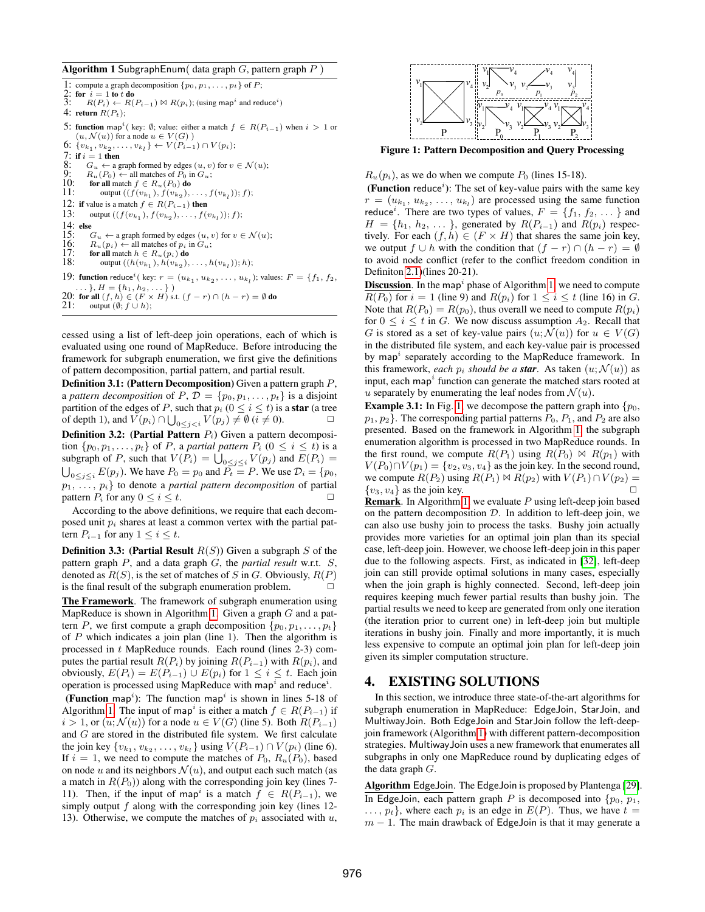**Algorithm 1** SubgraphEnum( data graph $G$, pattern graph $P$ )

```
1: compute a graph decomposition {p_0, p_1, ..., p_t} of P;
2: for i = 1 to t do
3:    R(P_i) ← R(P_{i-1}) ⋈ R(p_i); (using map^i and reduce^i)
4: return R(P_t);

5: function map^i( key: ∅; value: either a match f ∈ R(P_{i-1}) when i > 1 or
   (u, N(u)) for a node u ∈ V(G) )
6: {v_{k_1}, v_{k_2}, ..., v_{k_l}} ← V(P_{i-1}) ∩ V(p_i);
7: if i = 1 then
8:    G_u ← a graph formed by edges (u, v) for v ∈ N(u);
9:    R_u(P_0) ← all matches of P_0 in G_u;
10:   for all match f ∈ R_u(P_0) do
11:      output ((f(v_{k_1}), f(v_{k_2}), ..., f(v_{k_l})); f);
12: if value is a match f ∈ R(P_{i-1}) then
13:   output ((f(v_{k_1}), f(v_{k_2}), ..., f(v_{k_l})); f);
14: else
15:   G_u ← a graph formed by edges (u, v) for v ∈ N(u);
16:   R_u(p_i) ← all matches of p_i in G_u;
17:   for all match h ∈ R_u(p_i) do
18:      output ((h(v_{k_1}), h(v_{k_2}), ..., h(v_{k_l})); h);

19: function reduce^i( key: r = (u_{k_1}, u_{k_2}, ..., u_{k_l}); values: F = {f_1, f_2,
    ...}, H = {h_1, h_2, ...} )
20: for all (f, h) ∈ (F × H) s.t. (f − r) ∩ (h − r) = ∅ do
21:    output (∅; f ∪ h);
```

cessed using a list of left-deep join operations, each of which is evaluated using one round of MapReduce. Before introducing the framework for subgraph enumeration, we first give the definitions of pattern decomposition, partial pattern, and partial result.

**Definition 3.1: (Pattern Decomposition)** Given a pattern graph $P$, a *pattern decomposition* of $P$, $\mathcal{D} = \{p_0, p_1, \dots, p_t\}$ is a disjoint partition of the edges of $P$, such that $p_i$ $(0 \leq i \leq t)$ is a **star** (a tree of depth 1), and $V(p_i) \cap \bigcup_{0 \leq j < i} V(p_j) \neq \emptyset$ $(i \neq 0)$. □

**Definition 3.2: (Partial Pattern $P_i$)** Given a pattern decomposition $\{p_0, p_1, \dots, p_t\}$ of $P$, a *partial pattern* $P_i$ $(0 \leq i \leq t)$ is a subgraph of $P$, such that $V(P_i) = \bigcup_{0 \leq j \leq i} V(p_j)$ and $E(P_i) = \bigcup_{0 \leq j \leq i} E(p_j)$. We have $P_0 = p_0$ and $P_t = P$. We use $\mathcal{D}_i = \{p_0, p_1, \dots, p_i\}$ to denote a *partial pattern decomposition* of partial pattern $P_i$ for any $0 \leq i \leq t$. □

According to the above definitions, we require that each decomposed unit $p_i$ shares at least a common vertex with the partial pattern $P_{i-1}$ for any $1 \leq i \leq t$.

**Definition 3.3: (Partial Result $R(S)$)** Given a subgraph $S$ of the pattern graph $P$, and a data graph $G$, the *partial result* w.r.t. $S$, denoted as $R(S)$, is the set of matches of $S$ in $G$. Obviously, $R(P)$ is the final result of the subgraph enumeration problem. □

**The Framework**. The framework of subgraph enumeration using MapReduce is shown in Algorithm 1. Given a graph $G$ and a pattern $P$, we first compute a graph decomposition $\{p_0, p_1, \dots, p_t\}$ of $P$ which indicates a join plan (line 1). Then the algorithm is processed in $t$ MapReduce rounds. Each round (lines 2-3) computes the partial result $R(P_i)$ by joining $R(P_{i-1})$ with $R(p_i)$, and obviously, $E(P_i) = E(P_{i-1}) \cup E(p_i)$ for $1 \leq i \leq t$. Each join operation is processed using MapReduce with map$^i$ and reduce$^i$.

**(Function map$^i$)**: The function map$^i$ is shown in lines 5-18 of Algorithm 1. The input of map$^i$ is either a match $f \in R(P_{i-1})$ if $i > 1$, or $(u; \mathcal{N}(u))$ for a node $u \in V(G)$ (line 5). Both $R(P_{i-1})$ and $G$ are stored in the distributed file system. We first calculate the join key $\{v_{k_1}, v_{k_2}, \dots, v_{k_l}\}$ using $V(P_{i-1}) \cap V(p_i)$ (line 6). If $i = 1$, we need to compute the matches of $P_0$, $R_u(P_0)$, based on node $u$ and its neighbors $\mathcal{N}(u)$, and output each such match (as a match in $R(P_0)$) along with the corresponding join key (lines 7-11). Then, if the input of map$^i$ is a match $f \in R(P_{i-1})$, we simply output $f$ along with the corresponding join key (lines 12-13). Otherwise, we compute the matches of $p_i$ associated with $u$, $R_u(p_i)$, as we do when we compute $P_0$ (lines 15-18).

**(Function reduce$^i$)**: The set of key-value pairs with the same key $r = (u_{k_1}, u_{k_2}, \dots, u_{k_l})$ are processed using the same function reduce$^i$. There are two types of values, $F = \{f_1, f_2, \dots\}$ and $H = \{h_1, h_2, \dots\}$, generated by $R(P_{i-1})$ and $R(p_i)$ respectively. For each $(f, h) \in (F \times H)$ that shares the same join key, we output $f \cup h$ with the condition that $(f - r) \cap (h - r) = \emptyset$ to avoid node conflict (refer to the conflict freedom condition in Definiton 2.1)(lines 20-21).

Figure 1: Pattern Decomposition and Query Processing

**Discussion**. In the map$^i$ phase of Algorithm 1, we need to compute $R(P_0)$ for $i = 1$ (line 9) and $R(p_i)$ for $1 \leq i \leq t$ (line 16) in $G$. Note that $R(P_0) = R(p_0)$, thus overall we need to compute $R(p_i)$ for $0 \leq i \leq t$ in $G$. We now discuss assumption $A_2$. Recall that $G$ is stored as a set of key-value pairs $(u; \mathcal{N}(u))$ for $u \in V(G)$ in the distributed file system, and each key-value pair is processed by map$^i$ separately according to the MapReduce framework. In this framework, *each $p_i$ should be a **star***. As taken $(u; \mathcal{N}(u))$ as input, each map$^i$ function can generate the matched stars rooted at $u$ separately by enumerating the leaf nodes from $\mathcal{N}(u)$.

**Example 3.1:** In Fig. 1, we decompose the pattern graph into $\{p_0, p_1, p_2\}$. The corresponding partial patterns $P_0$, $P_1$, and $P_2$ are also presented. Based on the framework in Algorithm 1, the subgraph enumeration algorithm is processed in two MapReduce rounds. In the first round, we compute $R(P_1)$ using $R(P_0) \bowtie R(p_1)$ with $V(P_0) \cap V(p_1) = \{v_2, v_3, v_4\}$ as the join key. In the second round, we compute $R(P_2)$ using $R(P_1) \bowtie R(p_2)$ with $V(P_1) \cap V(p_2) = \{v_3, v_4\}$ as the join key. □

**Remark**. In Algorithm 1, we evaluate $P$ using left-deep join based on the pattern decomposition $\mathcal{D}$. In addition to left-deep join, we can also use bushy join to process the tasks. Bushy join actually provides more varieties for an optimal join plan than its special case, left-deep join. However, we choose left-deep join in this paper due to the following aspects. First, as indicated in [32], left-deep join can still provide optimal solutions in many cases, especially when the join graph is highly connected. Second, left-deep join requires keeping much fewer partial results than bushy join. The partial results we need to keep are generated from only one iteration (the iteration prior to current one) in left-deep join but multiple iterations in bushy join. Finally and more importantly, it is much less expensive to compute an optimal join plan for left-deep join given its simpler computation structure.

# 4. EXISTING SOLUTIONS

In this section, we introduce three state-of-the-art algorithms for subgraph enumeration in MapReduce: EdgeJoin, StarJoin, and MultiwayJoin. Both EdgeJoin and StarJoin follow the left-deep-join framework (Algorithm 1) with different pattern-decomposition strategies. MultiwayJoin uses a new framework that enumerates all subgraphs in only one MapReduce round by duplicating edges of the data graph $G$.

**Algorithm EdgeJoin**. The EdgeJoin is proposed by Plantenga [29]. In EdgeJoin, each pattern graph $P$ is decomposed into $\{p_0, p_1, \dots, p_t\}$, where each $p_i$ is an edge in $E(P)$. Thus, we have $t = m - 1$. The main drawback of EdgeJoin is that it may generate a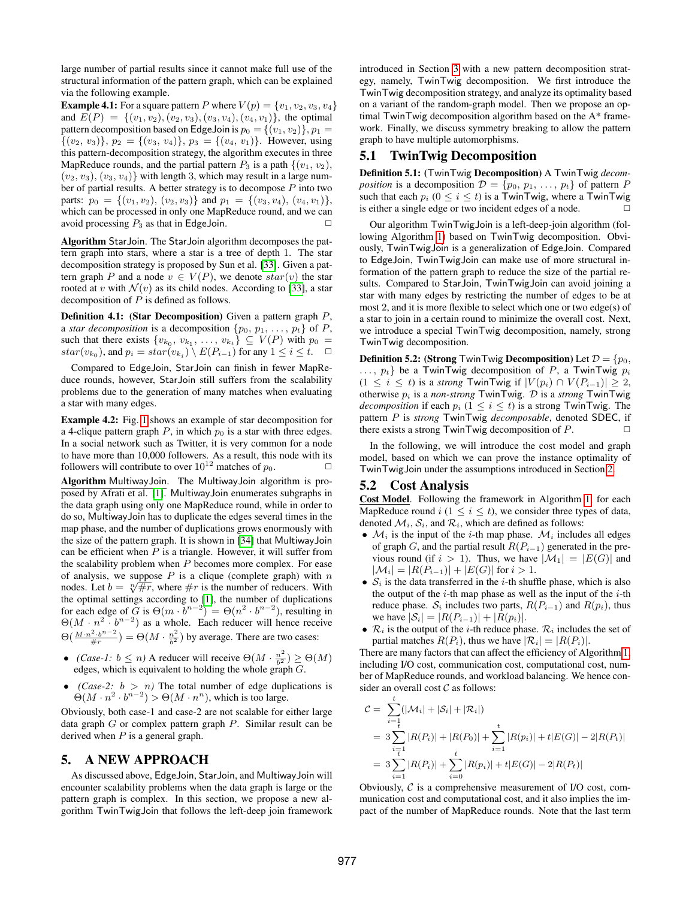large number of partial results since it cannot make full use of the structural information of the pattern graph, which can be explained via the following example.

**Example 4.1:** For a square pattern $P$ where $V(p) = \{v_1, v_2, v_3, v_4\}$ and $E(P) = \{(v_1, v_2), (v_2, v_3), (v_3, v_4), (v_4, v_1)\}$, the optimal pattern decomposition based on EdgeJoin is $p_0 = \{(v_1, v_2)\}$, $p_1 = \{(v_2, v_3)\}$, $p_2 = \{(v_3, v_4)\}$, $p_3 = \{(v_4, v_1)\}$. However, using this pattern-decomposition strategy, the algorithm executes in three MapReduce rounds, and the partial pattern $P_3$ is a path $\{(v_1, v_2), (v_2, v_3), (v_3, v_4)\}$ with length 3, which may result in a large number of partial results. A better strategy is to decompose $P$ into two parts: $p_0 = \{(v_1, v_2), (v_2, v_3)\}$ and $p_1 = \{(v_3, v_4), (v_4, v_1)\}$, which can be processed in only one MapReduce round, and we can avoid processing $P_3$ as that in EdgeJoin. □

**Algorithm StarJoin**. The StarJoin algorithm decomposes the pattern graph into stars, where a star is a tree of depth 1. The star decomposition strategy is proposed by Sun et al. [33]. Given a pattern graph $P$ and a node $v \in V(P)$, we denote $star(v)$ the star rooted at $v$ with $\mathcal{N}(v)$ as its child nodes. According to [33], a star decomposition of $P$ is defined as follows.

**Definition 4.1: (Star Decomposition)** Given a pattern graph $P$, a *star decomposition* is a decomposition $\{p_0, p_1, \ldots, p_t\}$ of $P$, such that there exists $\{v_{k_0}, v_{k_1}, \ldots, v_{k_t}\} \subseteq V(P)$ with $p_0 = star(v_{k_0})$, and $p_i = star(v_{k_i}) \setminus E(P_{i-1})$ for any $1 \leq i \leq t$. □

Compared to EdgeJoin, StarJoin can finish in fewer MapReduce rounds, however, StarJoin still suffers from the scalability problems due to the generation of many matches when evaluating a star with many edges.

**Example 4.2:** Fig. 1 shows an example of star decomposition for a 4-clique pattern graph $P$, in which $p_0$ is a star with three edges. In a social network such as Twitter, it is very common for a node to have more than 10,000 followers. As a result, this node with its followers will contribute to over $10^{12}$ matches of $p_0$. □

**Algorithm MultiwayJoin**. The MultiwayJoin algorithm is proposed by Afrati et al. [1]. MultiwayJoin enumerates subgraphs in the data graph using only one MapReduce round, while in order to do so, MultiwayJoin has to duplicate the edges several times in the map phase, and the number of duplications grows enormously with the size of the pattern graph. It is shown in [34] that MultiwayJoin can be efficient when $P$ is a triangle. However, it will suffer from the scalability problem when $P$ becomes more complex. For ease of analysis, we suppose $P$ is a clique (complete graph) with $n$ nodes. Let $b = \sqrt[n]{\#r}$, where $\#r$ is the number of reducers. With the optimal settings according to [1], the number of duplications for each edge of $G$ is $\Theta(m \cdot b^{n-2}) = \Theta(n^2 \cdot b^{n-2})$, resulting in $\Theta(M \cdot n^2 \cdot b^{n-2})$ as a whole. Each reducer will hence receive $\Theta(\frac{M \cdot n^2 \cdot b^{n-2}}{\#r}) = \Theta(M \cdot \frac{n^2}{b^2})$ by average. There are two cases:

- *(Case-1: $b \leq n$)* A reducer will receive $\Theta(M \cdot \frac{n^2}{b^2}) \geq \Theta(M)$ edges, which is equivalent to holding the whole graph $G$.
- *(Case-2: $b > n$)* The total number of edge duplications is $\Theta(M \cdot n^2 \cdot b^{n-2}) > \Theta(M \cdot n^n)$, which is too large.

Obviously, both case-1 and case-2 are not scalable for either large data graph $G$ or complex pattern graph $P$. Similar result can be derived when $P$ is a general graph.

## 5. A NEW APPROACH

As discussed above, EdgeJoin, StarJoin, and MultiwayJoin will encounter scalability problems when the data graph is large or the pattern graph is complex. In this section, we propose a new algorithm TwinTwigJoin that follows the left-deep join framework introduced in Section 3 with a new pattern decomposition strategy, namely, TwinTwig decomposition. We first introduce the TwinTwig decomposition strategy, and analyze its optimality based on a variant of the random-graph model. Then we propose an optimal TwinTwig decomposition algorithm based on the A* framework. Finally, we discuss symmetry breaking to allow the pattern graph to have multiple automorphisms.

### 5.1 TwinTwig Decomposition

**Definition 5.1:** (TwinTwig **Decomposition)** A TwinTwig *decomposition* is a decomposition $\mathcal{D} = \{p_0, p_1, \ldots, p_t\}$ of pattern $P$ such that each $p_i$ $(0 \leq i \leq t)$ is a TwinTwig, where a TwinTwig is either a single edge or two incident edges of a node. □

Our algorithm TwinTwigJoin is a left-deep-join algorithm (following Algorithm 1) based on TwinTwig decomposition. Obviously, TwinTwigJoin is a generalization of EdgeJoin. Compared to EdgeJoin, TwinTwigJoin can make use of more structural information of the pattern graph to reduce the size of the partial results. Compared to StarJoin, TwinTwigJoin can avoid joining a star with many edges by restricting the number of edges to be at most 2, and it is more flexible to select which one or two edge(s) of a star to join in a certain round to minimize the overall cost. Next, we introduce a special TwinTwig decomposition, namely, strong TwinTwig decomposition.

**Definition 5.2: (Strong** TwinTwig **Decomposition)** Let $\mathcal{D} = \{p_0, \ldots, p_t\}$ be a TwinTwig decomposition of $P$, a TwinTwig $p_i$ $(1 \leq i \leq t)$ is a *strong* TwinTwig if $|V(p_i) \cap V(P_{i-1})| \geq 2$, otherwise $p_i$ is a *non-strong* TwinTwig. $\mathcal{D}$ is a *strong* TwinTwig *decomposition* if each $p_i$ $(1 \leq i \leq t)$ is a strong TwinTwig. The pattern $P$ is *strong* TwinTwig *decomposable*, denoted SDEC, if there exists a strong TwinTwig decomposition of $P$. □

In the following, we will introduce the cost model and graph model, based on which we can prove the instance optimality of TwinTwigJoin under the assumptions introduced in Section 2.

### 5.2 Cost Analysis

**Cost Model**. Following the framework in Algorithm 1, for each MapReduce round $i$ $(1 \leq i \leq t)$, we consider three types of data, denoted $\mathcal{M}_i$, $\mathcal{S}_i$, and $\mathcal{R}_i$, which are defined as follows:

- $\mathcal{M}_i$ is the input of the $i$-th map phase. $\mathcal{M}_i$ includes all edges of graph $G$, and the partial result $R(P_{i-1})$ generated in the previous round (if $i > 1$). Thus, we have $|\mathcal{M}_1| = |E(G)|$ and $|\mathcal{M}_i| = |R(P_{i-1})| + |E(G)|$ for $i > 1$.
- $\mathcal{S}_i$ is the data transferred in the $i$-th shuffle phase, which is also the output of the $i$-th map phase as well as the input of the $i$-th reduce phase. $\mathcal{S}_i$ includes two parts, $R(P_{i-1})$ and $R(p_i)$, thus we have $|\mathcal{S}_i| = |R(P_{i-1})| + |R(p_i)|$.
- $\mathcal{R}_i$ is the output of the $i$-th reduce phase. $\mathcal{R}_i$ includes the set of partial matches $R(P_i)$, thus we have $|\mathcal{R}_i| = |R(P_i)|$.

There are many factors that can affect the efficiency of Algorithm 1, including I/O cost, communication cost, computational cost, number of MapReduce rounds, and workload balancing. We hence consider an overall cost $\mathcal{C}$ as follows:

$$
\begin{aligned}
\mathcal{C} &= \sum_{i=1}^{t}(|\mathcal{M}_i| + |\mathcal{S}_i| + |\mathcal{R}_i|) \\
&= 3\sum_{i=1}^{t}|R(P_i)| + |R(P_0)| + \sum_{i=1}^{t}|R(p_i)| + t|E(G)| - 2|R(P_t)| \\
&= 3\sum_{i=1}^{t}|R(P_i)| + \sum_{i=0}^{t}|R(p_i)| + t|E(G)| - 2|R(P_t)|
\end{aligned}
$$

Obviously, $\mathcal{C}$ is a comprehensive measurement of I/O cost, communication cost and computational cost, and it also implies the impact of the number of MapReduce rounds. Note that the last term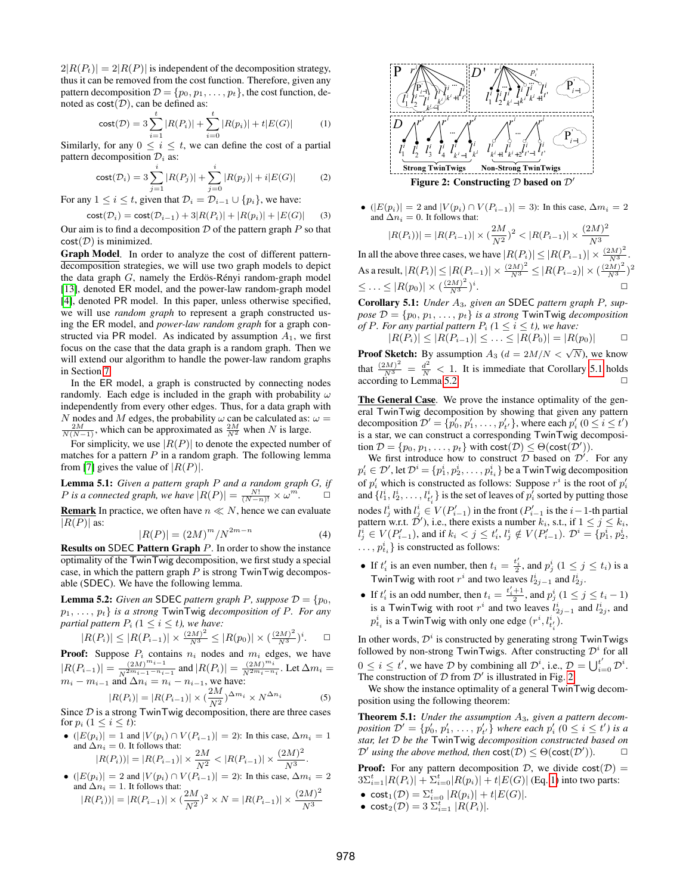$2|R(P_t)| = 2|R(P)|$ is independent of the decomposition strategy, thus it can be removed from the cost function. Therefore, given any pattern decomposition $\mathcal{D} = \{p_0, p_1, \ldots, p_t\}$, the cost function, denoted as $\text{cost}(\mathcal{D})$, can be defined as:

$$\text{cost}(\mathcal{D}) = 3\sum_{i=1}^{t} |R(P_i)| + \sum_{i=0}^{t} |R(p_i)| + t|E(G)| \quad (1)$$

Similarly, for any $0 \le i \le t$, we can define the cost of a partial pattern decomposition $\mathcal{D}_i$ as:

$$\text{cost}(\mathcal{D}_i) = 3\sum_{j=1}^{i} |R(P_j)| + \sum_{j=0}^{i} |R(p_j)| + i|E(G)| \quad (2)$$

For any $1 \le i \le t$, given that $\mathcal{D}_i = \mathcal{D}_{i-1} \cup \{p_i\}$, we have:

$$\text{cost}(\mathcal{D}_i) = \text{cost}(\mathcal{D}_{i-1}) + 3|R(P_i)| + |R(p_i)| + |E(G)| \quad (3)$$

Our aim is to find a decomposition $\mathcal{D}$ of the pattern graph $P$ so that $\text{cost}(\mathcal{D})$ is minimized.

**Graph Model**. In order to analyze the cost of different pattern-decomposition strategies, we will use two graph models to depict the data graph $G$, namely the Erdös-Rényi random-graph model [13], denoted ER model, and the power-law random-graph model [4], denoted PR model. In this paper, unless otherwise specified, we will use *random graph* to represent a graph constructed using the ER model, and *power-law random graph* for a graph constructed via PR model. As indicated by assumption $A_1$, we first focus on the case that the data graph is a random graph. Then we will extend our algorithm to handle the power-law random graphs in Section 7.

In the ER model, a graph is constructed by connecting nodes randomly. Each edge is included in the graph with probability $\omega$ independently from every other edges. Thus, for a data graph with $N$ nodes and $M$ edges, the probability $\omega$ can be calculated as: $\omega = \frac{2M}{N(N-1)}$, which can be approximated as $\frac{2M}{N^2}$ when $N$ is large.

For simplicity, we use $|R(P)|$ to denote the expected number of matches for a pattern $P$ in a random graph. The following lemma from [7] gives the value of $|R(P)|$.

**Lemma 5.1:** *Given a pattern graph $P$ and a random graph $G$, if $P$ is a connected graph, we have $|R(P)| = \frac{N!}{(N-n)!} \times \omega^m$.* □

**Remark** In practice, we often have $n \ll N$, hence we can evaluate $|R(P)|$ as:

$$|R(P)| = (2M)^m / N^{2m-n} \quad (4)$$

**Results on SDEC Pattern Graph $P$.** In order to show the instance optimality of the TwinTwig decomposition, we first study a special case, in which the pattern graph $P$ is strong TwinTwig decomposable (SDEC). We have the following lemma.

**Lemma 5.2:** *Given an SDEC pattern graph $P$, suppose $\mathcal{D} = \{p_0, p_1, \ldots, p_t\}$ is a strong TwinTwig decomposition of $P$. For any partial pattern $P_i$ ($1 \le i \le t$), we have:*

$$|R(P_i)| \le |R(P_{i-1})| \times (\tfrac{(2M)^2}{N^3}) \le |R(p_0)| \times (\tfrac{(2M)^2}{N^3})^i. \quad \square$$

**Proof:** Suppose $P_i$ contains $n_i$ nodes and $m_i$ edges, we have $|R(P_{i-1})| = \frac{(2M)^{m_{i-1}}}{N^{2m_{i-1}-n_{i-1}}}$ and $|R(P_i)| = \frac{(2M)^{m_i}}{N^{2m_i-n_i}}$. Let $\Delta m_i = m_i - m_{i-1}$ and $\Delta n_i = n_i - n_{i-1}$, we have:

$$|R(P_i)| = |R(P_{i-1})| \times (\frac{2M}{N^2})^{\Delta m_i} \times N^{\Delta n_i} \quad (5)$$

Since $\mathcal{D}$ is a strong TwinTwig decomposition, there are three cases for $p_i$ ($1 \le i \le t$):

- ($|E(p_i)| = 1$ and $|V(p_i) \cap V(P_{i-1})| = 2$): In this case, $\Delta m_i = 1$ and $\Delta n_i = 0$. It follows that:
$$|R(P_i))| = |R(P_{i-1})| \times \frac{2M}{N^2} < |R(P_{i-1})| \times \frac{(2M)^2}{N^3}.$$
- ($|E(p_i)| = 2$ and $|V(p_i) \cap V(P_{i-1})| = 2$): In this case, $\Delta m_i = 2$ and $\Delta n_i = 1$. It follows that:
$$|R(P_i))| = |R(P_{i-1})| \times (\frac{2M}{N^2})^2 \times N = |R(P_{i-1})| \times \frac{(2M)^2}{N^3}$$
- ($|E(p_i)| = 2$ and $|V(p_i) \cap V(P_{i-1})| = 3$): In this case, $\Delta m_i = 2$ and $\Delta n_i = 0$. It follows that:
$$|R(P_i))| = |R(P_{i-1})| \times (\frac{2M}{N^2})^2 < |R(P_{i-1})| \times \frac{(2M)^2}{N^3}$$

In all the above three cases, we have $|R(P_i)| \le |R(P_{i-1})| \times \frac{(2M)^2}{N^3}$. As a result, $|R(P_i)| \le |R(P_{i-1})| \times \frac{(2M)^2}{N^3} \le |R(P_{i-2})| \times (\frac{(2M)^2}{N^3})^2 \le \ldots \le |R(p_0)| \times (\frac{(2M)^2}{N^3})^i$. □

**Corollary 5.1:** *Under $A_3$, given an SDEC pattern graph $P$, suppose $\mathcal{D} = \{p_0, p_1, \ldots, p_t\}$ is a strong TwinTwig decomposition of $P$. For any partial pattern $P_i$ ($1 \le i \le t$), we have:*

$$|R(P_i)| \le |R(P_{i-1})| \le \ldots \le |R(P_0)| = |R(p_0)| \quad \square$$

**Proof Sketch:** By assumption $A_3$ ($d = 2M/N < \sqrt{N}$), we know that $\frac{(2M)^2}{N^3} = \frac{d^2}{N} < 1$. It is immediate that Corollary 5.1 holds according to Lemma 5.2. □

**The General Case**. We prove the instance optimality of the general TwinTwig decomposition by showing that given any pattern decomposition $\mathcal{D}' = \{p'_0, p'_1, \ldots, p'_{t'}\}$, where each $p'_i$ ($0 \le i \le t'$) is a star, we can construct a corresponding TwinTwig decomposition $\mathcal{D} = \{p_0, p_1, \ldots, p_t\}$ with $\text{cost}(\mathcal{D}) \le \Theta(\text{cost}(\mathcal{D}'))$.

We first introduce how to construct $\mathcal{D}$ based on $\mathcal{D}'$. For any $p'_i \in \mathcal{D}'$, let $\mathcal{D}^i = \{p^i_1, p^i_2, \ldots, p^i_{t_i}\}$ be a TwinTwig decomposition of $p'_i$ which is constructed as follows: Suppose $r^i$ is the root of $p'_i$ and $\{l^i_1, l^i_2, \ldots, l^i_{t'_i}\}$ is the set of leaves of $p'_i$ sorted by putting those nodes $l^i_j$ with $l^i_j \in V(P'_{i-1})$ in the front ($P'_{i-1}$ is the $i-1$-th partial pattern w.r.t. $\mathcal{D}'$), i.e., there exists a number $k_i$, s.t. if $1 \le j \le k_i$, $l^i_j \in V(P'_{i-1})$, and if $k_i < j \le t'_i$, $l^i_j \notin V(P'_{i-1})$. $\mathcal{D}^i = \{p^i_1, p^i_2, \ldots, p^i_{t_i}\}$ is constructed as follows:

- If $t'_i$ is an even number, then $t_i = \frac{t'_i}{2}$, and $p^i_j$ ($1 \le j \le t_i$) is a TwinTwig with root $r^i$ and two leaves $l^i_{2j-1}$ and $l^i_{2j}$.
- If $t'_i$ is an odd number, then $t_i = \frac{t'_i+1}{2}$, and $p^i_j$ ($1 \le j \le t_i - 1$) is a TwinTwig with root $r^i$ and two leaves $l^i_{2j-1}$ and $l^i_{2j}$, and $p^i_{t_i}$ is a TwinTwig with only one edge $(r^i, l^i_{t'_i})$.

In other words, $\mathcal{D}^i$ is constructed by generating strong TwinTwigs followed by non-strong TwinTwigs. After constructing $\mathcal{D}^i$ for all $0 \le i \le t'$, we have $\mathcal{D}$ by combining all $\mathcal{D}^i$, i.e., $\mathcal{D} = \bigcup_{i=0}^{t'} \mathcal{D}^i$. The construction of $\mathcal{D}$ from $\mathcal{D}'$ is illustrated in Fig. 2.

**Figure 2: Constructing $\mathcal{D}$ based on $\mathcal{D}'$**

We show the instance optimality of a general TwinTwig decomposition using the following theorem.

**Theorem 5.1:** *Under the assumption $A_3$, given a pattern decomposition $\mathcal{D}' = \{p'_0, p'_1, \ldots, p'_{t'}\}$ where each $p'_i$ ($0 \le i \le t'$) is a star, let $\mathcal{D}$ be the TwinTwig decomposition constructed based on $\mathcal{D}'$ using the above method, then $\text{cost}(\mathcal{D}) \le \Theta(\text{cost}(\mathcal{D}'))$.* □

**Proof:** For any pattern decomposition $\mathcal{D}$, we divide $\text{cost}(\mathcal{D}) = 3\Sigma_{i=1}^{t}|R(P_i)| + \Sigma_{i=0}^{t}|R(p_i)| + t|E(G)|$ (Eq. 1) into two parts:

- $\text{cost}_1(\mathcal{D}) = \Sigma_{i=0}^{t} |R(p_i)| + t|E(G)|$.
- $\text{cost}_2(\mathcal{D}) = 3\,\Sigma_{i=1}^{t} |R(P_i)|$.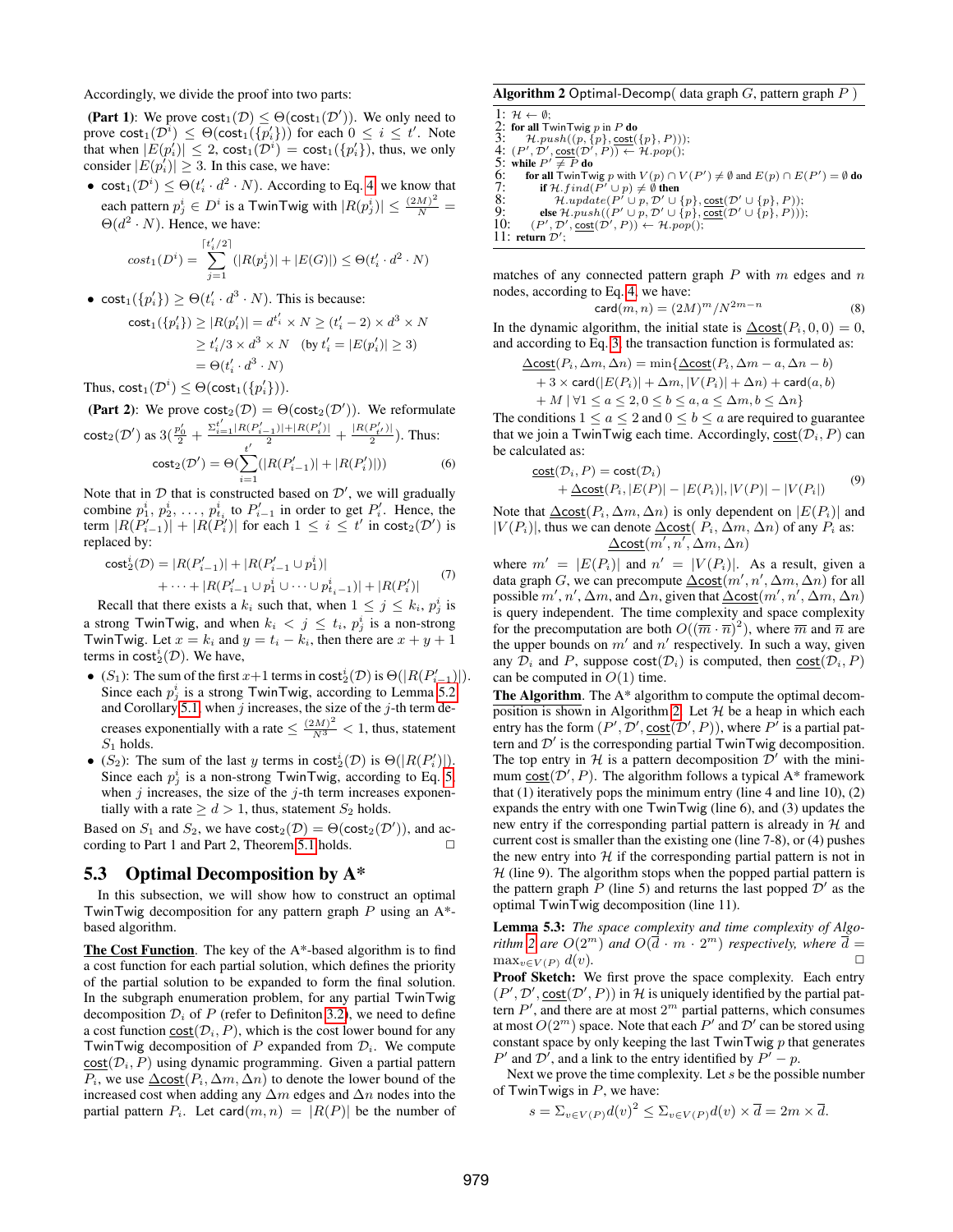Accordingly, we divide the proof into two parts:

**(Part 1)**: We prove $\mathsf{cost}_1(\mathcal{D}) \leq \Theta(\mathsf{cost}_1(\mathcal{D}'))$. We only need to prove $\mathsf{cost}_1(\mathcal{D}^i) \leq \Theta(\mathsf{cost}_1(\{p'_i\}))$ for each $0 \leq i \leq t'$. Note that when $|E(p'_i)| \leq 2$, $\mathsf{cost}_1(\mathcal{D}^i) = \mathsf{cost}_1(\{p'_i\})$, thus, we only consider $|E(p'_i)| \geq 3$. In this case, we have:

- $\mathsf{cost}_1(\mathcal{D}^i) \leq \Theta(t'_i \cdot d^2 \cdot N)$. According to Eq. 4, we know that each pattern $p^i_j \in D^i$ is a TwinTwig with $|R(p^i_j)| \leq \frac{(2M)^2}{N} = \Theta(d^2 \cdot N)$. Hence, we have:

$$cost_1(D^i) = \sum_{j=1}^{\lceil t'_i/2 \rceil} (|R(p^i_j)| + |E(G)|) \leq \Theta(t'_i \cdot d^2 \cdot N)$$

- $\mathsf{cost}_1(\{p'_i\}) \geq \Theta(t'_i \cdot d^3 \cdot N)$. This is because:

$$\begin{aligned}\mathsf{cost}_1(\{p'_i\}) &\geq |R(p'_i)| = d^{t'_i} \times N \geq (t'_i - 2) \times d^3 \times N \\ &\geq t'_i/3 \times d^3 \times N \quad (\text{by } t'_i = |E(p'_i)| \geq 3) \\ &= \Theta(t'_i \cdot d^3 \cdot N)\end{aligned}$$

Thus, $\mathsf{cost}_1(\mathcal{D}^i) \leq \Theta(\mathsf{cost}_1(\{p'_i\}))$.

**(Part 2)**: We prove $\mathsf{cost}_2(\mathcal{D}) = \Theta(\mathsf{cost}_2(\mathcal{D}'))$. We reformulate $\mathsf{cost}_2(\mathcal{D}')$ as $3(\frac{p'_0}{2} + \frac{\Sigma_{i=1}^{t'}|R(P'_{i-1})|+|R(P'_i)|}{2} + \frac{|R(P'_{t'})|}{2})$. Thus:

$$\mathsf{cost}_2(\mathcal{D}') = \Theta(\sum_{i=1}^{t'}(|R(P'_{i-1})| + |R(P'_i)|)) \tag{6}$$

Note that in $\mathcal{D}$ that is constructed based on $\mathcal{D}'$, we will gradually combine $p^i_1, p^i_2, \ldots, p^i_{t_i}$ to $P'_{i-1}$ in order to get $P'_i$. Hence, the term $|R(P'_{i-1})| + |R(P'_i)|$ for each $1 \leq i \leq t'$ in $\mathsf{cost}_2(\mathcal{D}')$ is replaced by:

$$\begin{aligned}\mathsf{cost}^i_2(\mathcal{D}) = &|R(P'_{i-1})| + |R(P'_{i-1} \cup p^i_1)| \\ &+ \cdots + |R(P'_{i-1} \cup p^i_1 \cup \cdots \cup p^i_{t_i-1})| + |R(P'_i)|\end{aligned} \tag{7}$$

Recall that there exists a $k_i$ such that, when $1 \leq j \leq k_i$, $p^i_j$ is a strong TwinTwig, and when $k_i < j \leq t_i$, $p^i_j$ is a non-strong TwinTwig. Let $x = k_i$ and $y = t_i - k_i$, then there are $x + y + 1$ terms in $\mathsf{cost}^i_2(\mathcal{D})$. We have,

- ($S_1$): The sum of the first $x+1$ terms in $\mathsf{cost}^i_2(\mathcal{D})$ is $\Theta(|R(P'_{i-1})|)$. Since each $p^i_j$ is a strong TwinTwig, according to Lemma 5.2 and Corollary 5.1, when $j$ increases, the size of the $j$-th term decreases exponentially with a rate $\leq \frac{(2M)^2}{N^3} < 1$, thus, statement $S_1$ holds.
- ($S_2$): The sum of the last $y$ terms in $\mathsf{cost}^i_2(\mathcal{D})$ is $\Theta(|R(P'_i)|)$. Since each $p^i_j$ is a non-strong TwinTwig, according to Eq. 5, when $j$ increases, the size of the $j$-th term increases exponentially with a rate $\geq d > 1$, thus, statement $S_2$ holds.

Based on $S_1$ and $S_2$, we have $\mathsf{cost}_2(\mathcal{D}) = \Theta(\mathsf{cost}_2(\mathcal{D}'))$, and according to Part 1 and Part 2, Theorem 5.1 holds. □

## 5.3 Optimal Decomposition by A*

In this subsection, we will show how to construct an optimal TwinTwig decomposition for any pattern graph $P$ using an A*-based algorithm.

**The Cost Function**. The key of the A*-based algorithm is to find a cost function for each partial solution, which defines the priority of the partial solution to be expanded to form the final solution. In the subgraph enumeration problem, for any partial TwinTwig decomposition $\mathcal{D}_i$ of $P$ (refer to Definiton 3.2), we need to define a cost function $\underline{\mathsf{cost}}(\mathcal{D}_i, P)$, which is the cost lower bound for any TwinTwig decomposition of $P$ expanded from $\mathcal{D}_i$. We compute $\underline{\mathsf{cost}}(\mathcal{D}_i, P)$ using dynamic programming. Given a partial pattern $P_i$, we use $\underline{\Delta\mathsf{cost}}(P_i, \Delta m, \Delta n)$ to denote the lower bound of the increased cost when adding any $\Delta m$ edges and $\Delta n$ nodes into the partial pattern $P_i$. Let $\mathsf{card}(m, n) = |R(P)|$ be the number of matches of any connected pattern graph $P$ with $m$ edges and $n$ nodes, according to Eq. 4, we have:

$$\mathsf{card}(m, n) = (2M)^m / N^{2m-n} \tag{8}$$

In the dynamic algorithm, the initial state is $\underline{\Delta\mathsf{cost}}(P_i, 0, 0) = 0$, and according to Eq. 3, the transaction function is formulated as:

$$\begin{aligned}\underline{\Delta\mathsf{cost}}(P_i, \Delta m, \Delta n) = \min\{&\underline{\Delta\mathsf{cost}}(P_i, \Delta m - a, \Delta n - b) \\ &+ 3 \times \mathsf{card}(|E(P_i)| + \Delta m, |V(P_i)| + \Delta n) + \mathsf{card}(a, b) \\ &+ M \mid \forall 1 \leq a \leq 2, 0 \leq b \leq a, a \leq \Delta m, b \leq \Delta n\}\end{aligned}$$

The conditions $1 \leq a \leq 2$ and $0 \leq b \leq a$ are required to guarantee that we join a TwinTwig each time. Accordingly, $\underline{\mathsf{cost}}(\mathcal{D}_i, P)$ can be calculated as:

$$\begin{aligned}\underline{\mathsf{cost}}(\mathcal{D}_i, P) &= \mathsf{cost}(\mathcal{D}_i) \\ &+ \underline{\Delta\mathsf{cost}}(P_i, |E(P)| - |E(P_i)|, |V(P)| - |V(P_i)|)\end{aligned} \tag{9}$$

Note that $\underline{\Delta\mathsf{cost}}(P_i, \Delta m, \Delta n)$ is only dependent on $|E(P_i)|$ and $|V(P_i)|$, thus we can denote $\underline{\Delta\mathsf{cost}}(P_i, \Delta m, \Delta n)$ of any $P_i$ as:

$$\underline{\Delta\mathsf{cost}}(m', n', \Delta m, \Delta n)$$

where $m' = |E(P_i)|$ and $n' = |V(P_i)|$. As a result, given a data graph $G$, we can precompute $\underline{\Delta\mathsf{cost}}(m', n', \Delta m, \Delta n)$ for all possible $m'$, $n'$, $\Delta m$, and $\Delta n$, given that $\underline{\Delta\mathsf{cost}}(m', n', \Delta m, \Delta n)$ is query independent. The time complexity and space complexity for the precomputation are both $O((\overline{m} \cdot \overline{n})^2)$, where $\overline{m}$ and $\overline{n}$ are the upper bounds on $m'$ and $n'$ respectively. In such a way, given any $\mathcal{D}_i$ and $P$, suppose $\mathsf{cost}(\mathcal{D}_i)$ is computed, then $\underline{\mathsf{cost}}(\mathcal{D}_i, P)$ can be computed in $O(1)$ time.

**Algorithm 2** Optimal-Decomp( data graph $G$, pattern graph $P$ )

```
1: H ← ∅;
2: for all TwinTwig p in P do
3:    H.push((p, {p}, cost({p}, P)));
4: (P', D', cost(D', P)) ← H.pop();
5: while P' ≠ P do
6:    for all TwinTwig p with V(p) ∩ V(P') ≠ ∅ and E(p) ∩ E(P') = ∅ do
7:       if H.find(P' ∪ p) ≠ ∅ then
8:          H.update(P' ∪ p, D' ∪ {p}, cost(D' ∪ {p}, P));
9:       else H.push((P' ∪ p, D' ∪ {p}, cost(D' ∪ {p}, P)));
10:   (P', D', cost(D', P)) ← H.pop();
11: return D';
```

**The Algorithm**. The A* algorithm to compute the optimal decomposition is shown in Algorithm 2. Let $\mathcal{H}$ be a heap in which each entry has the form $(P', \mathcal{D}', \underline{\mathsf{cost}}(\mathcal{D}', P))$, where $P'$ is a partial pattern and $\mathcal{D}'$ is the corresponding partial TwinTwig decomposition. The top entry in $\mathcal{H}$ is a pattern decomposition $\mathcal{D}'$ with the minimum $\underline{\mathsf{cost}}(\mathcal{D}', P)$. The algorithm follows a typical A* framework that (1) iteratively pops the minimum entry (line 4 and line 10), (2) expands the entry with one TwinTwig (line 6), and (3) updates the new entry if the corresponding partial pattern is already in $\mathcal{H}$ and current cost is smaller than the existing one (line 7-8), or (4) pushes the new entry into $\mathcal{H}$ if the corresponding partial pattern is not in $\mathcal{H}$ (line 9). The algorithm stops when the popped partial pattern is the pattern graph $P$ (line 5) and returns the last popped $\mathcal{D}'$ as the optimal TwinTwig decomposition (line 11).

**Lemma 5.3:** *The space complexity and time complexity of Algorithm 2 are $O(2^m)$ and $O(\overline{d} \cdot m \cdot 2^m)$ respectively, where $\overline{d} = \max_{v \in V(P)} d(v)$.* □

**Proof Sketch:** We first prove the space complexity. Each entry $(P', \mathcal{D}', \underline{\mathsf{cost}}(\mathcal{D}', P))$ in $\mathcal{H}$ is uniquely identified by the partial pattern $P'$, and there are at most $2^m$ partial patterns, which consumes at most $O(2^m)$ space. Note that each $P'$ and $\mathcal{D}'$ can be stored using constant space by only keeping the last TwinTwig $p$ that generates $P'$ and $\mathcal{D}'$, and a link to the entry identified by $P' - p$.

Next we prove the time complexity. Let $s$ be the possible number of TwinTwigs in $P$, we have:

$$s = \Sigma_{v \in V(P)} d(v)^2 \leq \Sigma_{v \in V(P)} d(v) \times \overline{d} = 2m \times \overline{d}.$$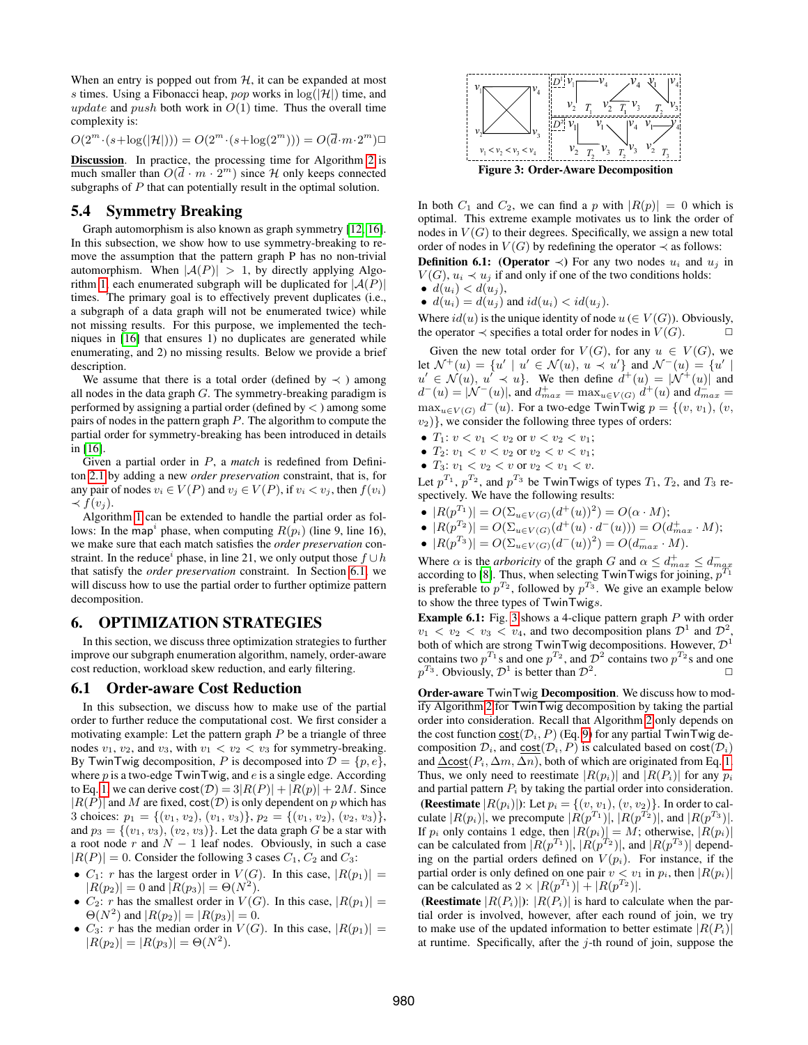When an entry is popped out from $\mathcal{H}$, it can be expanded at most $s$ times. Using a Fibonacci heap, *pop* works in $\log(|\mathcal{H}|)$ time, and *update* and *push* both work in $O(1)$ time. Thus the overall time complexity is:

$O(2^m \cdot (s+\log(|\mathcal{H}|))) = O(2^m \cdot (s+\log(2^m))) = O(\overline{d} \cdot m \cdot 2^m)$ □

**Discussion**. In practice, the processing time for Algorithm 2 is much smaller than $O(\overline{d} \cdot m \cdot 2^m)$ since $\mathcal{H}$ only keeps connected subgraphs of $P$ that can potentially result in the optimal solution.

## 5.4 Symmetry Breaking

Graph automorphism is also known as graph symmetry [12, 16]. In this subsection, we show how to use symmetry-breaking to remove the assumption that the pattern graph P has no non-trivial automorphism. When $|\mathcal{A}(P)| > 1$, by directly applying Algorithm 1, each enumerated subgraph will be duplicated for $|\mathcal{A}(P)|$ times. The primary goal is to effectively prevent duplicates (i.e., a subgraph of a data graph will not be enumerated twice) while not missing results. For this purpose, we implemented the techniques in [16] that ensures 1) no duplicates are generated while enumerating, and 2) no missing results. Below we provide a brief description.

We assume that there is a total order (defined by $\prec$ ) among all nodes in the data graph $G$. The symmetry-breaking paradigm is performed by assigning a partial order (defined by $<$ ) among some pairs of nodes in the pattern graph $P$. The algorithm to compute the partial order for symmetry-breaking has been introduced in details in [16].

Given a partial order in $P$, a *match* is redefined from Definiton 2.1 by adding a new *order preservation* constraint, that is, for any pair of nodes $v_i \in V(P)$ and $v_j \in V(P)$, if $v_i < v_j$, then $f(v_i) \prec f(v_j)$.

Algorithm 1 can be extended to handle the partial order as follows: In the $\mathsf{map}^i$ phase, when computing $R(p_i)$ (line 9, line 16), we make sure that each match satisfies the *order preservation* constraint. In the $\mathsf{reduce}^i$ phase, in line 21, we only output those $f \cup h$ that satisfy the *order preservation* constraint. In Section 6.1, we will discuss how to use the partial order to further optimize pattern decomposition.

# 6. OPTIMIZATION STRATEGIES

In this section, we discuss three optimization strategies to further improve our subgraph enumeration algorithm, namely, order-aware cost reduction, workload skew reduction, and early filtering.

## 6.1 Order-aware Cost Reduction

In this subsection, we discuss how to make use of the partial order to further reduce the computational cost. We first consider a motivating example: Let the pattern graph $P$ be a triangle of three nodes $v_1$, $v_2$, and $v_3$, with $v_1 < v_2 < v_3$ for symmetry-breaking. By TwinTwig decomposition, $P$ is decomposed into $\mathcal{D} = \{p, e\}$, where $p$ is a two-edge TwinTwig, and $e$ is a single edge. According to Eq. 1, we can derive $\mathsf{cost}(\mathcal{D}) = 3|R(P)| + |R(p)| + 2M$. Since $|R(P)|$ and $M$ are fixed, $\mathsf{cost}(\mathcal{D})$ is only dependent on $p$ which has 3 choices: $p_1 = \{(v_1, v_2), (v_1, v_3)\}$, $p_2 = \{(v_1, v_2), (v_2, v_3)\}$, and $p_3 = \{(v_1, v_3), (v_2, v_3)\}$. Let the data graph $G$ be a star with a root node $r$ and $N-1$ leaf nodes. Obviously, in such a case $|R(P)| = 0$. Consider the following 3 cases $C_1$, $C_2$ and $C_3$:

- $C_1$: $r$ has the largest order in $V(G)$. In this case, $|R(p_1)| = |R(p_2)| = 0$ and $|R(p_3)| = \Theta(N^2)$.
- $C_2$: $r$ has the smallest order in $V(G)$. In this case, $|R(p_1)| = \Theta(N^2)$ and $|R(p_2)| = |R(p_3)| = 0$.
- $C_3$: $r$ has the median order in $V(G)$. In this case, $|R(p_1)| = |R(p_2)| = |R(p_3)| = \Theta(N^2)$.

Figure 3: Order-Aware Decomposition

In both $C_1$ and $C_2$, we can find a $p$ with $|R(p)| = 0$ which is optimal. This extreme example motivates us to link the order of nodes in $V(G)$ to their degrees. Specifically, we assign a new total order of nodes in $V(G)$ by redefining the operator $\prec$ as follows:

**Definition 6.1: (Operator $\prec$)** For any two nodes $u_i$ and $u_j$ in $V(G)$, $u_i \prec u_j$ if and only if one of the two conditions holds:

- $d(u_i) < d(u_j)$,
- $d(u_i) = d(u_j)$ and $id(u_i) < id(u_j)$.

Where $id(u)$ is the unique identity of node $u$ ($\in V(G)$). Obviously, the operator $\prec$ specifies a total order for nodes in $V(G)$. □

Given the new total order for $V(G)$, for any $u \in V(G)$, we let $\mathcal{N}^+(u) = \{u' \mid u' \in \mathcal{N}(u),\ u \prec u'\}$ and $\mathcal{N}^-(u) = \{u' \mid u' \in \mathcal{N}(u),\ u' \prec u\}$. We then define $d^+(u) = |\mathcal{N}^+(u)|$ and $d^-(u) = |\mathcal{N}^-(u)|$, and $d^+_{max} = \max_{u \in V(G)} d^+(u)$ and $d^-_{max} = \max_{u \in V(G)} d^-(u)$. For a two-edge TwinTwig $p = \{(v, v_1), (v, v_2)\}$, we consider the following three types of orders:

- $T_1$: $v < v_1 < v_2$ or $v < v_2 < v_1$;
- $T_2$: $v_1 < v < v_2$ or $v_2 < v < v_1$;
- $T_3$: $v_1 < v_2 < v$ or $v_2 < v_1 < v$.

Let $p^{T_1}$, $p^{T_2}$, and $p^{T_3}$ be TwinTwigs of types $T_1$, $T_2$, and $T_3$ respectively. We have the following results:

- $|R(p^{T_1})| = O(\Sigma_{u \in V(G)}(d^+(u))^2) = O(\alpha \cdot M)$;
- $|R(p^{T_2})| = O(\Sigma_{u \in V(G)}(d^+(u) \cdot d^-(u))) = O(d^+_{max} \cdot M)$;
- $|R(p^{T_3})| = O(\Sigma_{u \in V(G)}(d^-(u))^2) = O(d^-_{max} \cdot M)$.

Where $\alpha$ is the *arboricity* of the graph $G$ and $\alpha \leq d^+_{max} \leq d^-_{max}$ according to [8]. Thus, when selecting TwinTwigs for joining, $p^{T_1}$ is preferable to $p^{T_2}$, followed by $p^{T_3}$. We give an example below to show the three types of TwinTwigs.

**Example 6.1:** Fig. 3 shows a 4-clique pattern graph $P$ with order $v_1 < v_2 < v_3 < v_4$, and two decomposition plans $\mathcal{D}^1$ and $\mathcal{D}^2$, both of which are strong TwinTwig decompositions. However, $\mathcal{D}^1$ contains two $p^{T_1}$s and one $p^{T_2}$, and $\mathcal{D}^2$ contains two $p^{T_2}$s and one $p^{T_3}$. Obviously, $\mathcal{D}^1$ is better than $\mathcal{D}^2$. □

**Order-aware TwinTwig Decomposition**. We discuss how to modify Algorithm 2 for TwinTwig decomposition by taking the partial order into consideration. Recall that Algorithm 2 only depends on the cost function $\underline{\mathsf{cost}}(\mathcal{D}_i, P)$ (Eq. 9) for any partial TwinTwig decomposition $\mathcal{D}_i$, and $\underline{\mathsf{cost}}(\mathcal{D}_i, P)$ is calculated based on $\mathsf{cost}(\mathcal{D}_i)$ and $\underline{\Delta\mathsf{cost}}(P_i, \Delta m, \Delta n)$, both of which are originated from Eq. 1. Thus, we only need to reestimate $|R(p_i)|$ and $|R(P_i)|$ for any $p_i$ and partial pattern $P_i$ by taking the partial order into consideration.

**(Reestimate** $|R(p_i)|$**)**: Let $p_i = \{(v, v_1), (v, v_2)\}$. In order to calculate $|R(p_i)|$, we precompute $|R(p^{T_1})|$, $|R(p^{T_2})|$, and $|R(p^{T_3})|$. If $p_i$ only contains 1 edge, then $|R(p_i)| = M$; otherwise, $|R(p_i)|$ can be calculated from $|R(p^{T_1})|$, $|R(p^{T_2})|$, and $|R(p^{T_3})|$ depending on the partial orders defined on $V(p_i)$. For instance, if the partial order is only defined on one pair $v < v_1$ in $p_i$, then $|R(p_i)|$ can be calculated as $2 \times |R(p^{T_1})| + |R(p^{T_2})|$.

**(Reestimate** $|R(P_i)|$**)**: $|R(P_i)|$ is hard to calculate when the partial order is involved, however, after each round of join, we try to make use of the updated information to better estimate $|R(P_i)|$ at runtime. Specifically, after the $j$-th round of join, suppose the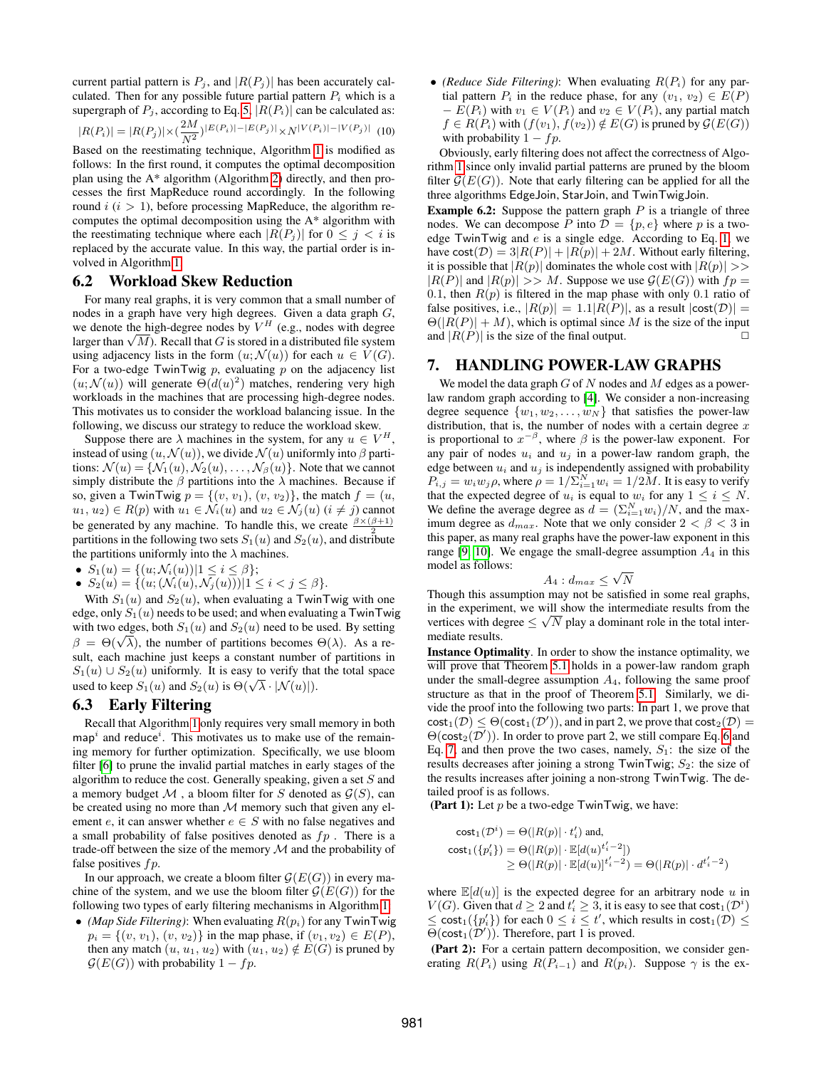current partial pattern is $P_j$, and $|R(P_j)|$ has been accurately calculated. Then for any possible future partial pattern $P_i$ which is a supergraph of $P_j$, according to Eq. 5, $|R(P_i)|$ can be calculated as:

$$|R(P_i)| = |R(P_j)| \times (\frac{2M}{N^2})^{|E(P_i)|-|E(P_j)|} \times N^{|V(P_i)|-|V(P_j)|} \quad (10)$$

Based on the reestimating technique, Algorithm 1 is modified as follows: In the first round, it computes the optimal decomposition plan using the A* algorithm (Algorithm 2) directly, and then processes the first MapReduce round accordingly. In the following round $i$ ($i > 1$), before processing MapReduce, the algorithm recomputes the optimal decomposition using the A* algorithm with the reestimating technique where each $|R(P_j)|$ for $0 \leq j < i$ is replaced by the accurate value. In this way, the partial order is involved in Algorithm 1.

## 6.2 Workload Skew Reduction

For many real graphs, it is very common that a small number of nodes in a graph have very high degrees. Given a data graph $G$, we denote the high-degree nodes by $V^H$ (e.g., nodes with degree larger than $\sqrt{M}$). Recall that $G$ is stored in a distributed file system using adjacency lists in the form $(u; \mathcal{N}(u))$ for each $u \in V(G)$. For a two-edge TwinTwig $p$, evaluating $p$ on the adjacency list $(u; \mathcal{N}(u))$ will generate $\Theta(d(u)^2)$ matches, rendering very high workloads in the machines that are processing high-degree nodes. This motivates us to consider the workload balancing issue. In the following, we discuss our strategy to reduce the workload skew.

Suppose there are $\lambda$ machines in the system, for any $u \in V^H$, instead of using $(u, \mathcal{N}(u))$, we divide $\mathcal{N}(u)$ uniformly into $\beta$ partitions: $\mathcal{N}(u) = \{\mathcal{N}_1(u), \mathcal{N}_2(u), \ldots, \mathcal{N}_\beta(u)\}$. Note that we cannot simply distribute the $\beta$ partitions into the $\lambda$ machines. Because if so, given a TwinTwig $p = \{(v, v_1), (v, v_2)\}$, the match $f = (u, u_1, u_2) \in R(p)$ with $u_1 \in \mathcal{N}_i(u)$ and $u_2 \in \mathcal{N}_j(u)$ ($i \neq j$) cannot be generated by any machine. To handle this, we create $\frac{\beta\times(\beta+1)}{2}$ partitions in the following two sets $S_1(u)$ and $S_2(u)$, and distribute the partitions uniformly into the $\lambda$ machines.

- $S_1(u) = \{(u; \mathcal{N}_i(u)) | 1 \leq i \leq \beta\}$;
- $S_2(u) = \{(u; (\mathcal{N}_i(u), \mathcal{N}_j(u))) | 1 \leq i < j \leq \beta\}$.

With $S_1(u)$ and $S_2(u)$, when evaluating a TwinTwig with one edge, only $S_1(u)$ needs to be used; and when evaluating a TwinTwig with two edges, both $S_1(u)$ and $S_2(u)$ need to be used. By setting $\beta = \Theta(\sqrt{\lambda})$, the number of partitions becomes $\Theta(\lambda)$. As a result, each machine just keeps a constant number of partitions in $S_1(u) \cup S_2(u)$ uniformly. It is easy to verify that the total space used to keep $S_1(u)$ and $S_2(u)$ is $\Theta(\sqrt{\lambda} \cdot |\mathcal{N}(u)|)$.

## 6.3 Early Filtering

Recall that Algorithm 1 only requires very small memory in both $\mathsf{map}^i$ and $\mathsf{reduce}^i$. This motivates us to make use of the remaining memory for further optimization. Specifically, we use bloom filter [6] to prune the invalid partial matches in early stages of the algorithm to reduce the cost. Generally speaking, given a set $S$ and a memory budget $\mathcal{M}$ , a bloom filter for $S$ denoted as $\mathcal{G}(S)$, can be created using no more than $\mathcal{M}$ memory such that given any element $e$, it can answer whether $e \in S$ with no false negatives and a small probability of false positives denoted as $fp$ . There is a trade-off between the size of the memory $\mathcal{M}$ and the probability of false positives $fp$.

In our approach, we create a bloom filter $\mathcal{G}(E(G))$ in every machine of the system, and we use the bloom filter $\mathcal{G}(E(G))$ for the following two types of early filtering mechanisms in Algorithm 1.

- *(Map Side Filtering)*: When evaluating $R(p_i)$ for any TwinTwig $p_i = \{(v, v_1), (v, v_2)\}$ in the map phase, if $(v_1, v_2) \in E(P)$, then any match $(u, u_1, u_2)$ with $(u_1, u_2) \notin E(G)$ is pruned by $\mathcal{G}(E(G))$ with probability $1 - fp$.
- *(Reduce Side Filtering)*: When evaluating $R(P_i)$ for any partial pattern $P_i$ in the reduce phase, for any $(v_1, v_2) \in E(P) - E(P_i)$ with $v_1 \in V(P_i)$ and $v_2 \in V(P_i)$, any partial match $f \in R(P_i)$ with $(f(v_1), f(v_2)) \notin E(G)$ is pruned by $\mathcal{G}(E(G))$ with probability $1 - fp$.

Obviously, early filtering does not affect the correctness of Algorithm 1 since only invalid partial patterns are pruned by the bloom filter $\mathcal{G}(E(G))$. Note that early filtering can be applied for all the three algorithms EdgeJoin, StarJoin, and TwinTwigJoin.

**Example 6.2:** Suppose the pattern graph $P$ is a triangle of three nodes. We can decompose $P$ into $\mathcal{D} = \{p, e\}$ where $p$ is a two-edge TwinTwig and $e$ is a single edge. According to Eq. 1, we have $\mathsf{cost}(\mathcal{D}) = 3|R(P)| + |R(p)| + 2M$. Without early filtering, it is possible that $|R(p)|$ dominates the whole cost with $|R(p)| >> |R(P)|$ and $|R(p)| >> M$. Suppose we use $\mathcal{G}(E(G))$ with $fp = 0.1$, then $R(p)$ is filtered in the map phase with only 0.1 ratio of false positives, i.e., $|R(p)| = 1.1|R(P)|$, as a result $|\mathsf{cost}(\mathcal{D})| = \Theta(|R(P)| + M)$, which is optimal since $M$ is the size of the input and $|R(P)|$ is the size of the final output. □

# 7. HANDLING POWER-LAW GRAPHS

We model the data graph $G$ of $N$ nodes and $M$ edges as a power-law random graph according to [4]. We consider a non-increasing degree sequence $\{w_1, w_2, \ldots, w_N\}$ that satisfies the power-law distribution, that is, the number of nodes with a certain degree $x$ is proportional to $x^{-\beta}$, where $\beta$ is the power-law exponent. For any pair of nodes $u_i$ and $u_j$ in a power-law random graph, the edge between $u_i$ and $u_j$ is independently assigned with probability $P_{i,j} = w_i w_j \rho$, where $\rho = 1/\Sigma_{i=1}^N w_i = 1/2M$. It is easy to verify that the expected degree of $u_i$ is equal to $w_i$ for any $1 \leq i \leq N$. We define the average degree as $d = (\Sigma_{i=1}^N w_i)/N$, and the maximum degree as $d_{max}$. Note that we only consider $2 < \beta < 3$ in this paper, as many real graphs have the power-law exponent in this range [9, 10]. We engage the small-degree assumption $A_4$ in this model as follows:

$$A_4 : d_{max} \leq \sqrt{N}$$

Though this assumption may not be satisfied in some real graphs, in the experiment, we will show the intermediate results from the vertices with degree $\leq \sqrt{N}$ play a dominant role in the total intermediate results.

**Instance Optimality**. In order to show the instance optimality, we will prove that Theorem 5.1 holds in a power-law random graph under the small-degree assumption $A_4$, following the same proof structure as that in the proof of Theorem 5.1. Similarly, we divide the proof into the following two parts: In part 1, we prove that $\mathsf{cost}_1(\mathcal{D}) \leq \Theta(\mathsf{cost}_1(\mathcal{D}'))$, and in part 2, we prove that $\mathsf{cost}_2(\mathcal{D}) = \Theta(\mathsf{cost}_2(\mathcal{D}'))$. In order to prove part 2, we still compare Eq. 6 and Eq. 7, and then prove the two cases, namely, $S_1$: the size of the results decreases after joining a strong TwinTwig; $S_2$: the size of the results increases after joining a non-strong TwinTwig. The detailed proof is as follows.

**(Part 1):** Let $p$ be a two-edge TwinTwig, we have:

$$\begin{aligned}
\mathsf{cost}_1(\mathcal{D}^i) &= \Theta(|R(p)| \cdot t_i') \text{ and,} \\
\mathsf{cost}_1(\{p_i'\}) &= \Theta(|R(p)| \cdot \mathbb{E}[d(u)^{t_i'-2}]) \\
&\geq \Theta(|R(p)| \cdot \mathbb{E}[d(u)]^{t_i'-2}) = \Theta(|R(p)| \cdot d^{t_i'-2})
\end{aligned}$$

where $\mathbb{E}[d(u)]$ is the expected degree for an arbitrary node $u$ in $V(G)$. Given that $d \geq 2$ and $t_i' \geq 3$, it is easy to see that $\mathsf{cost}_1(\mathcal{D}^i) \leq \mathsf{cost}_1(\{p_i'\})$ for each $0 \leq i \leq t'$, which results in $\mathsf{cost}_1(\mathcal{D}) \leq \Theta(\mathsf{cost}_1(\mathcal{D}'))$. Therefore, part 1 is proved.

**(Part 2):** For a certain pattern decomposition, we consider generating $R(P_i)$ using $R(P_{i-1})$ and $R(p_i)$. Suppose $\gamma$ is the ex-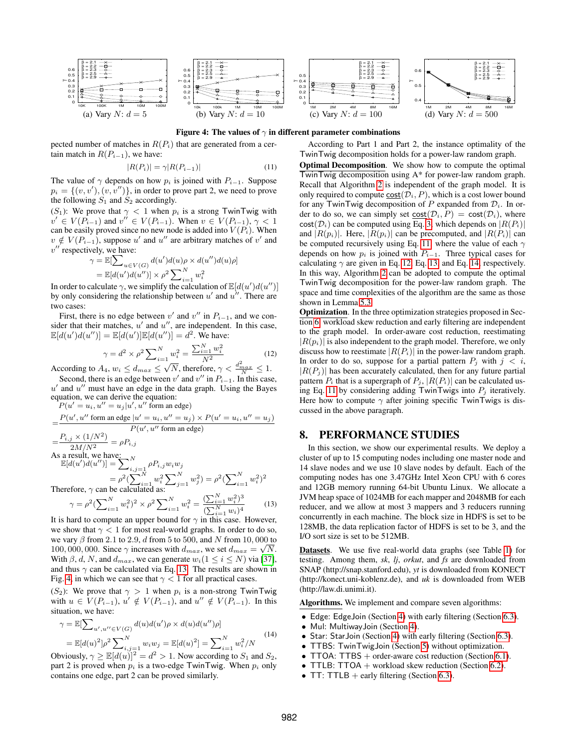Figure 4: The values of $\gamma$ in different parameter combinations

(a) Vary $N$: $d = 5$ (b) Vary $N$: $d = 10$ (c) Vary $N$: $d = 100$ (d) Vary $N$: $d = 500$

pected number of matches in $R(P_i)$ that are generated from a certain match in $R(P_{i-1})$, we have:

$$|R(P_i)| = \gamma |R(P_{i-1})| \tag{11}$$

The value of $\gamma$ depends on how $p_i$ is joined with $P_{i-1}$. Suppose $p_i = \{(v, v'), (v, v'')\}$, in order to prove part 2, we need to prove the following $S_1$ and $S_2$ accordingly.

($S_1$): We prove that $\gamma < 1$ when $p_i$ is a strong TwinTwig with $v' \in V(P_{i-1})$ and $v'' \in V(P_{i-1})$. When $v \in V(P_{i-1})$, $\gamma < 1$ can be easily proved since no new node is added into $V(P_i)$. When $v \notin V(P_{i-1})$, suppose $u'$ and $u''$ are arbitrary matches of $v'$ and $v''$ respectively, we have:

$$\gamma = \mathbb{E}[\sum_{u \in V(G)} d(u')d(u)\rho \times d(u'')d(u)\rho] = \mathbb{E}[d(u')d(u'')] \times \rho^2 \sum_{i=1}^{N} w_i^2$$

In order to calculate $\gamma$, we simplify the calculation of $\mathbb{E}[d(u')d(u'')]$ by only considering the relationship between $u'$ and $u''$. There are two cases:

First, there is no edge between $v'$ and $v''$ in $P_{i-1}$, and we consider that their matches, $u'$ and $u''$, are independent. In this case, $\mathbb{E}[d(u')d(u'')] = \mathbb{E}[d(u')]\mathbb{E}[d(u'')] = d^2$. We have:

$$\gamma = d^2 \times \rho^2 \sum_{i=1}^{N} w_i^2 = \frac{\sum_{i=1}^{N} w_i^2}{N^2} \tag{12}$$

According to $A_4$, $w_i \leq d_{max} \leq \sqrt{N}$, therefore, $\gamma < \frac{d_{max}^2}{N} \leq 1$.

Second, there is an edge between $v'$ and $v''$ in $P_{i-1}$. In this case, $u'$ and $u''$ must have an edge in the data graph. Using the Bayes equation, we can derive the equation:

$$P(u' = u_i, u'' = u_j | u', u'' \text{ form an edge})$$
$$= \frac{P(u', u'' \text{ form an edge} \,|\, u' = u_i, u'' = u_j) \times P(u' = u_i, u'' = u_j)}{P(u', u'' \text{ form an edge})}$$
$$= \frac{P_{i,j} \times (1/N^2)}{2M/N^2} = \rho P_{i,j}$$

As a result, we have:

$$\mathbb{E}[d(u')d(u'')] = \sum_{i,j=1}^{N} \rho P_{i,j} w_i w_j = \rho^2 (\sum_{i=1}^{N} w_i^2 \sum_{j=1}^{N} w_j^2) = \rho^2 (\sum_{i=1}^{N} w_i^2)^2$$

Therefore, $\gamma$ can be calculated as:

$$\gamma = \rho^2 (\sum_{i=1}^{N} w_i^2)^2 \times \rho^2 \sum_{i=1}^{N} w_i^2 = \frac{(\sum_{i=1}^{N} w_i^2)^3}{(\sum_{i=1}^{N} w_i)^4} \tag{13}$$

It is hard to compute an upper bound for $\gamma$ in this case. However, we show that $\gamma < 1$ for most real-world graphs. In order to do so, we vary $\beta$ from 2.1 to 2.9, $d$ from 5 to 500, and $N$ from 10,000 to 100,000,000. Since $\gamma$ increases with $d_{max}$, we set $d_{max} = \sqrt{N}$. With $\beta$, $d$, $N$, and $d_{max}$, we can generate $w_i (1 \leq i \leq N)$ via [37], and thus $\gamma$ can be calculated via Eq. 13. The results are shown in Fig. 4, in which we can see that $\gamma < 1$ for all practical cases.

($S_2$): We prove that $\gamma > 1$ when $p_i$ is a non-strong TwinTwig with $u \in V(P_{i-1})$, $u' \notin V(P_{i-1})$, and $u'' \notin V(P_{i-1})$. In this situation, we have:

$$\gamma = \mathbb{E}[\sum_{u', u'' \in V(G)} d(u)d(u')\rho \times d(u)d(u'')\rho] = \mathbb{E}[d(u)^2]\rho^2 \sum_{i,j=1}^{N} w_i w_j = \mathbb{E}[d(u)^2] = \sum_{i=1}^{N} w_i^2/N \tag{14}$$

Obviously, $\gamma \geq \mathbb{E}[d(u)]^2 = d^2 > 1$. Now according to $S_1$ and $S_2$, part 2 is proved when $p_i$ is a two-edge TwinTwig. When $p_i$ only contains one edge, part 2 can be proved similarly.

According to Part 1 and Part 2, the instance optimality of the TwinTwig decomposition holds for a power-law random graph.

**Optimal Decomposition**. We show how to compute the optimal TwinTwig decomposition using A* for power-law random graph. Recall that Algorithm 2 is independent of the graph model. It is only required to compute $\underline{\text{cost}}(\mathcal{D}_i, P)$, which is a cost lower bound for any TwinTwig decomposition of $P$ expanded from $\mathcal{D}_i$. In order to do so, we can simply set $\underline{\text{cost}}(\mathcal{D}_i, P) = \text{cost}(\mathcal{D}_i)$, where $\text{cost}(\mathcal{D}_i)$ can be computed using Eq. 3, which depends on $|R(P_i)|$ and $|R(p_i)|$. Here, $|R(p_i)|$ can be precomputed, and $|R(P_i)|$ can be computed recursively using Eq. 11, where the value of each $\gamma$ depends on how $p_i$ is joined with $P_{i-1}$. Three typical cases for calculating $\gamma$ are given in Eq. 12, Eq. 13, and Eq. 14, respectively. In this way, Algorithm 2 can be adopted to compute the optimal TwinTwig decomposition for the power-law random graph. The space and time complexities of the algorithm are the same as those shown in Lemma 5.3.

**Optimization**. In the three optimization strategies proposed in Section 6, workload skew reduction and early filtering are independent to the graph model. In order-aware cost reduction, reestimating $|R(p_i)|$ is also independent to the graph model. Therefore, we only discuss how to reestimate $|R(P_i)|$ in the power-law random graph. In order to do so, suppose for a partial pattern $P_j$ with $j < i$, $|R(P_j)|$ has been accurately calculated, then for any future partial pattern $P_i$ that is a supergraph of $P_j$, $|R(P_i)|$ can be calculated using Eq. 11 by considering adding TwinTwigs into $P_j$ iteratively. Here how to compute $\gamma$ after joining specific TwinTwigs is discussed in the above paragraph.

## 8. PERFORMANCE STUDIES

In this section, we show our experimental results. We deploy a cluster of up to 15 computing nodes including one master node and 14 slave nodes and we use 10 slave nodes by default. Each of the computing nodes has one 3.47GHz Intel Xeon CPU with 6 cores and 12GB memory running 64-bit Ubuntu Linux. We allocate a JVM heap space of 1024MB for each mapper and 2048MB for each reducer, and we allow at most 3 mappers and 3 reducers running concurrently in each machine. The block size in HDFS is set to be 128MB, the data replication factor of HDFS is set to be 3, and the I/O sort size is set to be 512MB.

**Datasets**. We use five real-world data graphs (see Table 1) for testing. Among them, *sk*, *lj*, *orkut*, and *fs* are downloaded from SNAP (http://snap.stanford.edu), *yt* is downloaded from KONECT (http://konect.uni-koblenz.de), and *uk* is downloaded from WEB (http://law.di.unimi.it).

**Algorithms.** We implement and compare seven algorithms:

- Edge: EdgeJoin (Section 4) with early filtering (Section 6.3).
- Mul: MultiwayJoin (Section 4).
- Star: StarJoin (Section 4) with early filtering (Section 6.3).
- TTBS: TwinTwigJoin (Section 5) without optimization.
- TTOA: TTBS + order-aware cost reduction (Section 6.1).
- TTLB: TTOA + workload skew reduction (Section 6.2).
- TT: TTLB + early filtering (Section 6.3).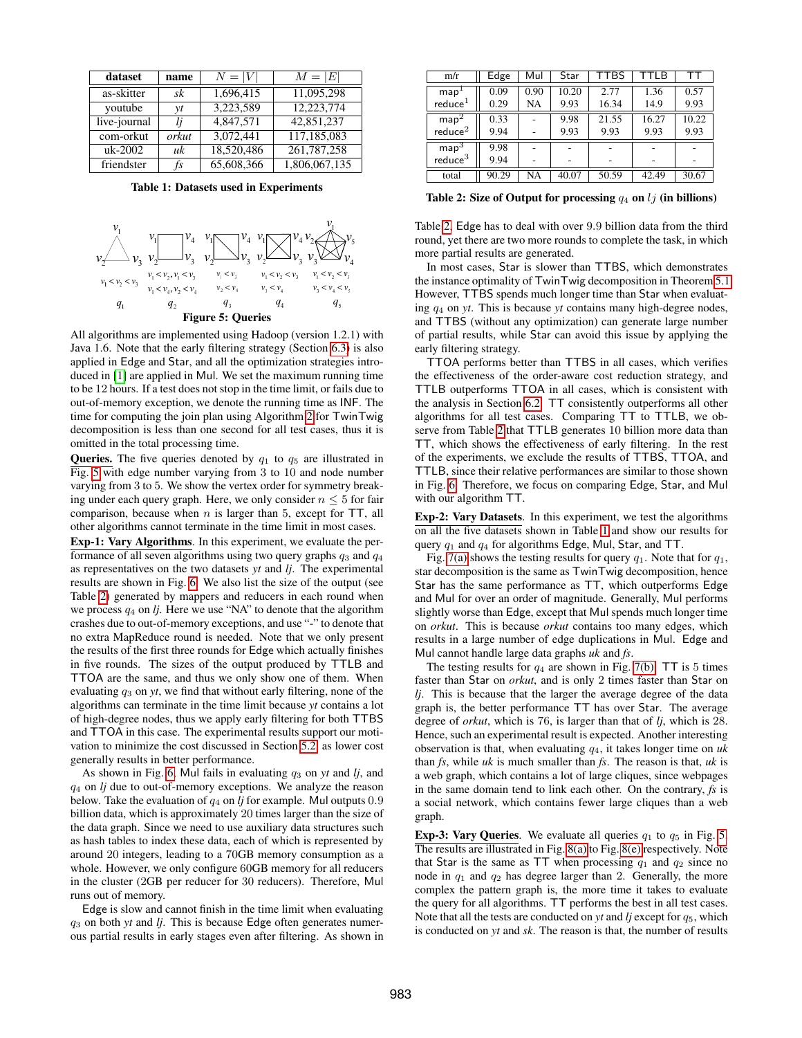| dataset | name | $N = \|V\|$ | $M = \|E\|$ |
|---|---|---|---|
| as-skitter | *sk* | 1,696,415 | 11,095,298 |
| youtube | *yt* | 3,223,589 | 12,223,774 |
| live-journal | *lj* | 4,847,571 | 42,851,237 |
| com-orkut | *orkut* | 3,072,441 | 117,185,083 |
| uk-2002 | *uk* | 18,520,486 | 261,787,258 |
| friendster | *fs* | 65,608,366 | 1,806,067,135 |

**Table 1: Datasets used in Experiments**

$v_1 < v_2 < v_3$ — $q_1$; $v_1 < v_2, v_1 < v_3$, $v_1 < v_4, v_2 < v_4$ — $q_2$; $v_1 < v_3$, $v_2 < v_4$ — $q_3$; $v_1 < v_2 < v_3$, $v_1 < v_4$ — $q_4$; $v_1 < v_2 < v_3$, $v_3 < v_4 < v_5$ — $q_5$

**Figure 5: Queries**

All algorithms are implemented using Hadoop (version 1.2.1) with Java 1.6. Note that the early filtering strategy (Section 6.3) is also applied in Edge and Star, and all the optimization strategies introduced in [1] are applied in Mul. We set the maximum running time to be 12 hours. If a test does not stop in the time limit, or fails due to out-of-memory exception, we denote the running time as INF. The time for computing the join plan using Algorithm 2 for TwinTwig decomposition is less than one second for all test cases, thus it is omitted in the total processing time.

**Queries.** The five queries denoted by $q_1$ to $q_5$ are illustrated in Fig. 5 with edge number varying from 3 to 10 and node number varying from 3 to 5. We show the vertex order for symmetry breaking under each query graph. Here, we only consider $n \leq 5$ for fair comparison, because when $n$ is larger than 5, except for TT, all other algorithms cannot terminate in the time limit in most cases.

**Exp-1: Vary Algorithms**. In this experiment, we evaluate the performance of all seven algorithms using two query graphs $q_3$ and $q_4$ as representatives on the two datasets *yt* and *lj*. The experimental results are shown in Fig. 6. We also list the size of the output (see Table 2) generated by mappers and reducers in each round when we process $q_4$ on *lj*. Here we use "NA" to denote that the algorithm crashes due to out-of-memory exceptions, and use "-" to denote that no extra MapReduce round is needed. Note that we only present the results of the first three rounds for Edge which actually finishes in five rounds. The sizes of the output produced by TTLB and TTOA are the same, and thus we only show one of them. When evaluating $q_3$ on *yt*, we find that without early filtering, none of the algorithms can terminate in the time limit because *yt* contains a lot of high-degree nodes, thus we apply early filtering for both TTBS and TTOA in this case. The experimental results support our motivation to minimize the cost discussed in Section 5.2, as lower cost generally results in better performance.

As shown in Fig. 6, Mul fails in evaluating $q_3$ on *yt* and *lj*, and $q_4$ on *lj* due to out-of-memory exceptions. We analyze the reason below. Take the evaluation of $q_4$ on *lj* for example. Mul outputs 0.9 billion data, which is approximately 20 times larger than the size of the data graph. Since we need to use auxiliary data structures such as hash tables to index these data, each of which is represented by around 20 integers, leading to a 70GB memory consumption as a whole. However, we only configure 60GB memory for all reducers in the cluster (2GB per reducer for 30 reducers). Therefore, Mul runs out of memory.

Edge is slow and cannot finish in the time limit when evaluating $q_3$ on both *yt* and *lj*. This is because Edge often generates numerous partial results in early stages even after filtering. As shown in

| m/r | Edge | Mul | Star | TTBS | TTLB | TT |
|---|---|---|---|---|---|---|
| map[1] | 0.09 | 0.90 | 10.20 | 2.77 | 1.36 | 0.57 |
| reduce[1] | 0.29 | NA | 9.93 | 16.34 | 14.9 | 9.93 |
| map[2] | 0.33 | - | 9.98 | 21.55 | 16.27 | 10.22 |
| reduce[2] | 9.94 | - | 9.93 | 9.93 | 9.93 | 9.93 |
| map[3] | 9.98 | - | - | - | - | - |
| reduce[3] | 9.94 | - | - | - | - | - |
| total | 90.29 | NA | 40.07 | 50.59 | 42.49 | 30.67 |

**Table 2: Size of Output for processing $q_4$ on $lj$ (in billions)**

Table 2, Edge has to deal with over 9.9 billion data from the third round, yet there are two more rounds to complete the task, in which more partial results are generated.

In most cases, Star is slower than TTBS, which demonstrates the instance optimality of TwinTwig decomposition in Theorem 5.1. However, TTBS spends much longer time than Star when evaluating $q_4$ on *yt*. This is because *yt* contains many high-degree nodes, and TTBS (without any optimization) can generate large number of partial results, while Star can avoid this issue by applying the early filtering strategy.

TTOA performs better than TTBS in all cases, which verifies the effectiveness of the order-aware cost reduction strategy, and TTLB outperforms TTOA in all cases, which is consistent with the analysis in Section 6.2. TT consistently outperforms all other algorithms for all test cases. Comparing TT to TTLB, we observe from Table 2 that TTLB generates 10 billion more data than TT, which shows the effectiveness of early filtering. In the rest of the experiments, we exclude the results of TTBS, TTOA, and TTLB, since their relative performances are similar to those shown in Fig. 6. Therefore, we focus on comparing Edge, Star, and Mul with our algorithm TT.

**Exp-2: Vary Datasets**. In this experiment, we test the algorithms on all the five datasets shown in Table 1 and show our results for query $q_1$ and $q_4$ for algorithms Edge, Mul, Star, and TT.

Fig. 7(a) shows the testing results for query $q_1$. Note that for $q_1$, star decomposition is the same as TwinTwig decomposition, hence Star has the same performance as TT, which outperforms Edge and Mul for over an order of magnitude. Generally, Mul performs slightly worse than Edge, except that Mul spends much longer time on *orkut*. This is because *orkut* contains too many edges, which results in a large number of edge duplications in Mul. Edge and Mul cannot handle large data graphs *uk* and *fs*.

The testing results for $q_4$ are shown in Fig. 7(b). TT is 5 times faster than Star on *orkut*, and is only 2 times faster than Star on *lj*. This is because that the larger the average degree of the data graph is, the better performance TT has over Star. The average degree of *orkut*, which is 76, is larger than that of *lj*, which is 28. Hence, such an experimental result is expected. Another interesting observation is that, when evaluating $q_4$, it takes longer time on *uk* than *fs*, while *uk* is much smaller than *fs*. The reason is that, *uk* is a web graph, which contains a lot of large cliques, since webpages in the same domain tend to link each other. On the contrary, *fs* is a social network, which contains fewer large cliques than a web graph.

**Exp-3: Vary Queries**. We evaluate all queries $q_1$ to $q_5$ in Fig. 5. The results are illustrated in Fig. 8(a) to Fig. 8(e) respectively. Note that Star is the same as TT when processing $q_1$ and $q_2$ since no node in $q_1$ and $q_2$ has degree larger than 2. Generally, the more complex the pattern graph is, the more time it takes to evaluate the query for all algorithms. TT performs the best in all test cases. Note that all the tests are conducted on *yt* and *lj* except for $q_5$, which is conducted on *yt* and *sk*. The reason is that, the number of results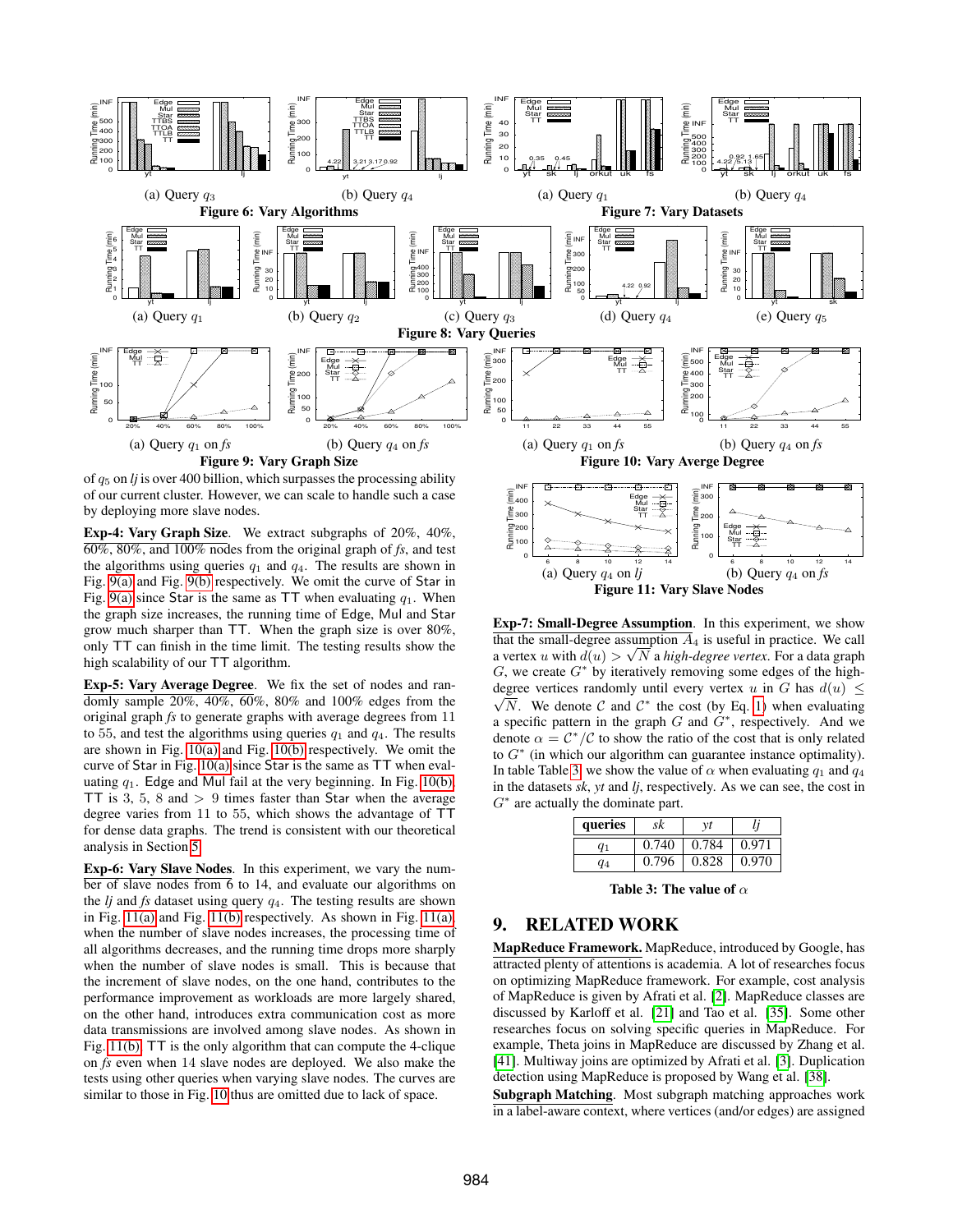(a) Query $q_3$ (b) Query $q_4$

**Figure 6: Vary Algorithms**

(a) Query $q_1$ (b) Query $q_4$

**Figure 7: Vary Datasets**

(a) Query $q_1$ (b) Query $q_2$ (c) Query $q_3$ (d) Query $q_4$ (e) Query $q_5$

**Figure 8: Vary Queries**

(a) Query $q_1$ on *fs* (b) Query $q_4$ on *fs*

**Figure 9: Vary Graph Size**

(a) Query $q_1$ on *fs* (b) Query $q_4$ on *fs*

**Figure 10: Vary Averge Degree**

(a) Query $q_4$ on *lj* (b) Query $q_4$ on *fs*

**Figure 11: Vary Slave Nodes**

of $q_5$ on *lj* is over 400 billion, which surpasses the processing ability of our current cluster. However, we can scale to handle such a case by deploying more slave nodes.

**Exp-4: Vary Graph Size**. We extract subgraphs of 20%, 40%, 60%, 80%, and 100% nodes from the original graph of *fs*, and test the algorithms using queries $q_1$ and $q_4$. The results are shown in Fig. 9(a) and Fig. 9(b) respectively. We omit the curve of Star in Fig. 9(a) since Star is the same as TT when evaluating $q_1$. When the graph size increases, the running time of Edge, Mul and Star grow much sharper than TT. When the graph size is over 80%, only TT can finish in the time limit. The testing results show the high scalability of our TT algorithm.

**Exp-5: Vary Average Degree**. We fix the set of nodes and randomly sample 20%, 40%, 60%, 80% and 100% edges from the original graph *fs* to generate graphs with average degrees from 11 to 55, and test the algorithms using queries $q_1$ and $q_4$. The results are shown in Fig. 10(a) and Fig. 10(b) respectively. We omit the curve of Star in Fig. 10(a) since Star is the same as TT when evaluating $q_1$. Edge and Mul fail at the very beginning. In Fig. 10(b), TT is 3, 5, 8 and $> 9$ times faster than Star when the average degree varies from 11 to 55, which shows the advantage of TT for dense data graphs. The trend is consistent with our theoretical analysis in Section 5.

**Exp-6: Vary Slave Nodes**. In this experiment, we vary the number of slave nodes from 6 to 14, and evaluate our algorithms on the *lj* and *fs* dataset using query $q_4$. The testing results are shown in Fig. 11(a) and Fig. 11(b) respectively. As shown in Fig. 11(a), when the number of slave nodes increases, the processing time of all algorithms decreases, and the running time drops more sharply when the number of slave nodes is small. This is because that the increment of slave nodes, on the one hand, contributes to the performance improvement as workloads are more largely shared, on the other hand, introduces extra communication cost as more data transmissions are involved among slave nodes. As shown in Fig. 11(b), TT is the only algorithm that can compute the 4-clique on *fs* even when 14 slave nodes are deployed. We also make the tests using other queries when varying slave nodes. The curves are similar to those in Fig. 10 thus are omitted due to lack of space.

**Exp-7: Small-Degree Assumption**. In this experiment, we show that the small-degree assumption $A_4$ is useful in practice. We call a vertex $u$ with $d(u) > \sqrt{N}$ a *high-degree vertex*. For a data graph $G$, we create $G^*$ by iteratively removing some edges of the high-degree vertices randomly until every vertex $u$ in $G$ has $d(u) \leq \sqrt{N}$. We denote $\mathcal{C}$ and $\mathcal{C}^*$ the cost (by Eq. 1) when evaluating a specific pattern in the graph $G$ and $G^*$, respectively. And we denote $\alpha = \mathcal{C}^*/\mathcal{C}$ to show the ratio of the cost that is only related to $G^*$ (in which our algorithm can guarantee instance optimality). In table Table 3, we show the value of $\alpha$ when evaluating $q_1$ and $q_4$ in the datasets *sk*, *yt* and *lj*, respectively. As we can see, the cost in $G^*$ are actually the dominate part.

| queries | *sk* | *yt* | *lj* |
|---|---|---|---|
| $q_1$ | 0.740 | 0.784 | 0.971 |
| $q_4$ | 0.796 | 0.828 | 0.970 |

**Table 3: The value of $\alpha$**

## 9. RELATED WORK

**MapReduce Framework.** MapReduce, introduced by Google, has attracted plenty of attentions is academia. A lot of researches focus on optimizing MapReduce framework. For example, cost analysis of MapReduce is given by Afrati et al. [2]. MapReduce classes are discussed by Karloff et al. [21] and Tao et al. [35]. Some other researches focus on solving specific queries in MapReduce. For example, Theta joins in MapReduce are discussed by Zhang et al. [41]. Multiway joins are optimized by Afrati et al. [3]. Duplication detection using MapReduce is proposed by Wang et al. [38].

**Subgraph Matching**. Most subgraph matching approaches work in a label-aware context, where vertices (and/or edges) are assigned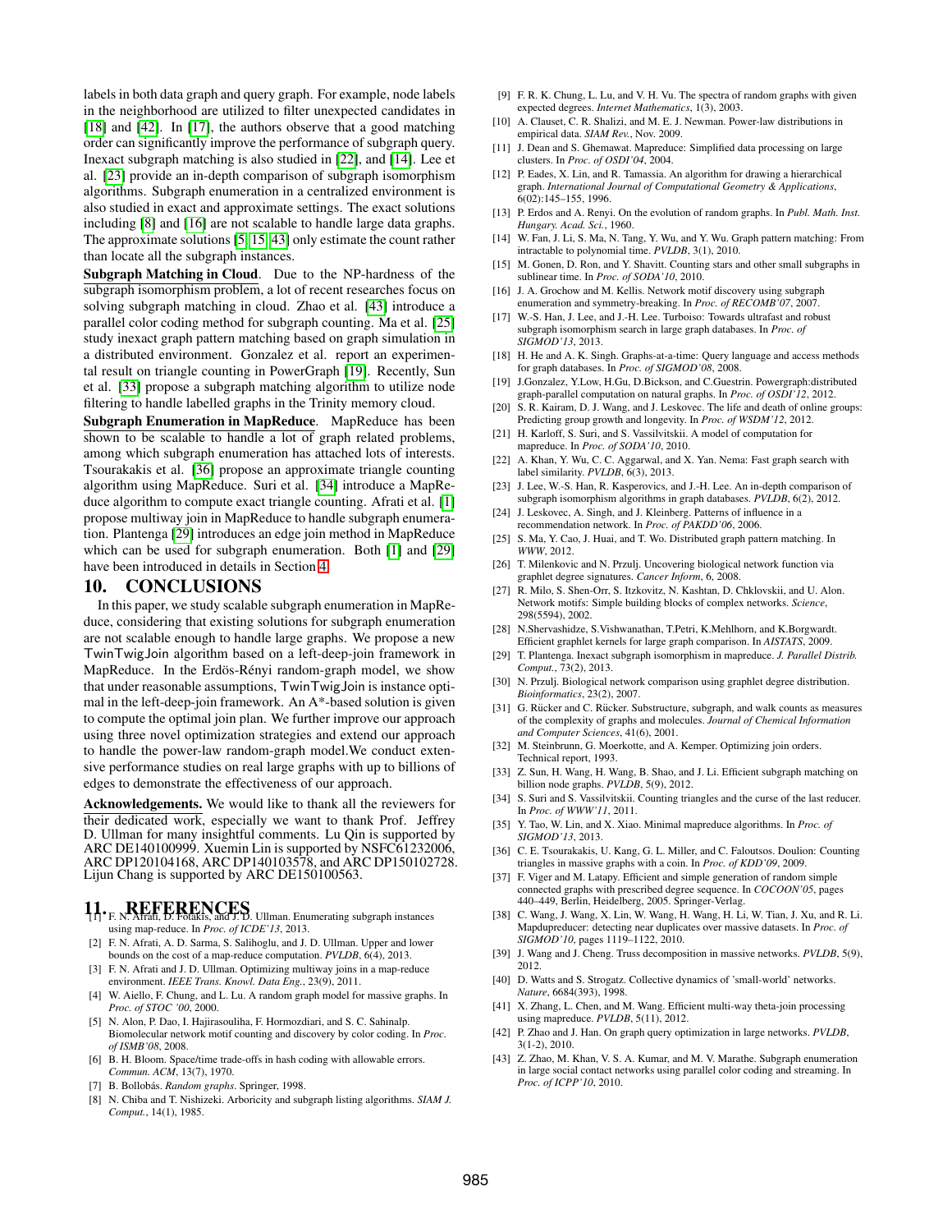labels in both data graph and query graph. For example, node labels in the neighborhood are utilized to filter unexpected candidates in [18] and [42]. In [17], the authors observe that a good matching order can significantly improve the performance of subgraph query. Inexact subgraph matching is also studied in [22], and [14]. Lee et al. [23] provide an in-depth comparison of subgraph isomorphism algorithms. Subgraph enumeration in a centralized environment is also studied in exact and approximate settings. The exact solutions including [8] and [16] are not scalable to handle large data graphs. The approximate solutions [5, 15, 43] only estimate the count rather than locate all the subgraph instances.

**Subgraph Matching in Cloud**. Due to the NP-hardness of the subgraph isomorphism problem, a lot of recent researches focus on solving subgraph matching in cloud. Zhao et al. [43] introduce a parallel color coding method for subgraph counting. Ma et al. [25] study inexact graph pattern matching based on graph simulation in a distributed environment. Gonzalez et al. report an experimental result on triangle counting in PowerGraph [19]. Recently, Sun et al. [33] propose a subgraph matching algorithm to utilize node filtering to handle labelled graphs in the Trinity memory cloud.

**Subgraph Enumeration in MapReduce**. MapReduce has been shown to be scalable to handle a lot of graph related problems, among which subgraph enumeration has attached lots of interests. Tsourakakis et al. [36] propose an approximate triangle counting algorithm using MapReduce. Suri et al. [34] introduce a MapReduce algorithm to compute exact triangle counting. Afrati et al. [1] propose multiway join in MapReduce to handle subgraph enumeration. Plantenga [29] introduces an edge join method in MapReduce which can be used for subgraph enumeration. Both [1] and [29] have been introduced in details in Section 4.

## 10. CONCLUSIONS

In this paper, we study scalable subgraph enumeration in MapReduce, considering that existing solutions for subgraph enumeration are not scalable enough to handle large graphs. We propose a new TwinTwigJoin algorithm based on a left-deep-join framework in MapReduce. In the Erdös-Rényi random-graph model, we show that under reasonable assumptions, TwinTwigJoin is instance optimal in the left-deep-join framework. An A*-based solution is given to compute the optimal join plan. We further improve our approach using three novel optimization strategies and extend our approach to handle the power-law random-graph model.We conduct extensive performance studies on real large graphs with up to billions of edges to demonstrate the effectiveness of our approach.

**Acknowledgements.** We would like to thank all the reviewers for their dedicated work, especially we want to thank Prof. Jeffrey D. Ullman for many insightful comments. Lu Qin is supported by ARC DE140100999. Xuemin Lin is supported by NSFC61232006, ARC DP120104168, ARC DP140103578, and ARC DP150102728. Lijun Chang is supported by ARC DE150100563.

## 11. REFERENCES

[1] F. N. Afrati, D. Fotakis, and J. D. Ullman. Enumerating subgraph instances using map-reduce. In *Proc. of ICDE'13*, 2013.

[2] F. N. Afrati, A. D. Sarma, S. Salihoglu, and J. D. Ullman. Upper and lower bounds on the cost of a map-reduce computation. *PVLDB*, 6(4), 2013.

[3] F. N. Afrati and J. D. Ullman. Optimizing multiway joins in a map-reduce environment. *IEEE Trans. Knowl. Data Eng.*, 23(9), 2011.

[4] W. Aiello, F. Chung, and L. Lu. A random graph model for massive graphs. In *Proc. of STOC '00*, 2000.

[5] N. Alon, P. Dao, I. Hajirasouliha, F. Hormozdiari, and S. C. Sahinalp. Biomolecular network motif counting and discovery by color coding. In *Proc. of ISMB'08*, 2008.

[6] B. H. Bloom. Space/time trade-offs in hash coding with allowable errors. *Commun. ACM*, 13(7), 1970.

[7] B. Bollobás. *Random graphs*. Springer, 1998.

[8] N. Chiba and T. Nishizeki. Arboricity and subgraph listing algorithms. *SIAM J. Comput.*, 14(1), 1985.

[9] F. R. K. Chung, L. Lu, and V. H. Vu. The spectra of random graphs with given expected degrees. *Internet Mathematics*, 1(3), 2003.

[10] A. Clauset, C. R. Shalizi, and M. E. J. Newman. Power-law distributions in empirical data. *SIAM Rev.*, Nov. 2009.

[11] J. Dean and S. Ghemawat. Mapreduce: Simplified data processing on large clusters. In *Proc. of OSDI'04*, 2004.

[12] P. Eades, X. Lin, and R. Tamassia. An algorithm for drawing a hierarchical graph. *International Journal of Computational Geometry & Applications*, 6(02):145–155, 1996.

[13] P. Erdos and A. Renyi. On the evolution of random graphs. In *Publ. Math. Inst. Hungary. Acad. Sci.*, 1960.

[14] W. Fan, J. Li, S. Ma, N. Tang, Y. Wu, and Y. Wu. Graph pattern matching: From intractable to polynomial time. *PVLDB*, 3(1), 2010.

[15] M. Gonen, D. Ron, and Y. Shavitt. Counting stars and other small subgraphs in sublinear time. In *Proc. of SODA'10*, 2010.

[16] J. A. Grochow and M. Kellis. Network motif discovery using subgraph enumeration and symmetry-breaking. In *Proc. of RECOMB'07*, 2007.

[17] W.-S. Han, J. Lee, and J.-H. Lee. Turboiso: Towards ultrafast and robust subgraph isomorphism search in large graph databases. In *Proc. of SIGMOD'13*, 2013.

[18] H. He and A. K. Singh. Graphs-at-a-time: Query language and access methods for graph databases. In *Proc. of SIGMOD'08*, 2008.

[19] J.Gonzalez, Y.Low, H.Gu, D.Bickson, and C.Guestrin. Powergraph:distributed graph-parallel computation on natural graphs. In *Proc. of OSDI'12*, 2012.

[20] S. R. Kairam, D. J. Wang, and J. Leskovec. The life and death of online groups: Predicting group growth and longevity. In *Proc. of WSDM'12*, 2012.

[21] H. Karloff, S. Suri, and S. Vassilvitskii. A model of computation for mapreduce. In *Proc. of SODA'10*, 2010.

[22] A. Khan, Y. Wu, C. C. Aggarwal, and X. Yan. Nema: Fast graph search with label similarity. *PVLDB*, 6(3), 2013.

[23] J. Lee, W.-S. Han, R. Kasperovics, and J.-H. Lee. An in-depth comparison of subgraph isomorphism algorithms in graph databases. *PVLDB*, 6(2), 2012.

[24] J. Leskovec, A. Singh, and J. Kleinberg. Patterns of influence in a recommendation network. In *Proc. of PAKDD'06*, 2006.

[25] S. Ma, Y. Cao, J. Huai, and T. Wo. Distributed graph pattern matching. In *WWW*, 2012.

[26] T. Milenkovic and N. Przulj. Uncovering biological network function via graphlet degree signatures. *Cancer Inform*, 6, 2008.

[27] R. Milo, S. Shen-Orr, S. Itzkovitz, N. Kashtan, D. Chklovskii, and U. Alon. Network motifs: Simple building blocks of complex networks. *Science*, 298(5594), 2002.

[28] N.Shervashidze, S.Vishwanathan, T.Petri, K.Mehlhorn, and K.Borgwardt. Efficient graphlet kernels for large graph comparison. In *AISTATS*, 2009.

[29] T. Plantenga. Inexact subgraph isomorphism in mapreduce. *J. Parallel Distrib. Comput.*, 73(2), 2013.

[30] N. Przulj. Biological network comparison using graphlet degree distribution. *Bioinformatics*, 23(2), 2007.

[31] G. Rücker and C. Rücker. Substructure, subgraph, and walk counts as measures of the complexity of graphs and molecules. *Journal of Chemical Information and Computer Sciences*, 41(6), 2001.

[32] M. Steinbrunn, G. Moerkotte, and A. Kemper. Optimizing join orders. Technical report, 1993.

[33] Z. Sun, H. Wang, H. Wang, B. Shao, and J. Li. Efficient subgraph matching on billion node graphs. *PVLDB*, 5(9), 2012.

[34] S. Suri and S. Vassilvitskii. Counting triangles and the curse of the last reducer. In *Proc. of WWW'11*, 2011.

[35] Y. Tao, W. Lin, and X. Xiao. Minimal mapreduce algorithms. In *Proc. of SIGMOD'13*, 2013.

[36] C. E. Tsourakakis, U. Kang, G. L. Miller, and C. Faloutsos. Doulion: Counting triangles in massive graphs with a coin. In *Proc. of KDD'09*, 2009.

[37] F. Viger and M. Latapy. Efficient and simple generation of random simple connected graphs with prescribed degree sequence. In *COCOON'05*, pages 440–449, Berlin, Heidelberg, 2005. Springer-Verlag.

[38] C. Wang, J. Wang, X. Lin, W. Wang, H. Wang, H. Li, W. Tian, J. Xu, and R. Li. Mapdupreducer: detecting near duplicates over massive datasets. In *Proc. of SIGMOD'10*, pages 1119–1122, 2010.

[39] J. Wang and J. Cheng. Truss decomposition in massive networks. *PVLDB*, 5(9), 2012.

[40] D. Watts and S. Strogatz. Collective dynamics of 'small-world' networks. *Nature*, 6684(393), 1998.

[41] X. Zhang, L. Chen, and M. Wang. Efficient multi-way theta-join processing using mapreduce. *PVLDB*, 5(11), 2012.

[42] P. Zhao and J. Han. On graph query optimization in large networks. *PVLDB*, 3(1-2), 2010.

[43] Z. Zhao, M. Khan, V. S. A. Kumar, and M. V. Marathe. Subgraph enumeration in large social contact networks using parallel color coding and streaming. In *Proc. of ICPP'10*, 2010.